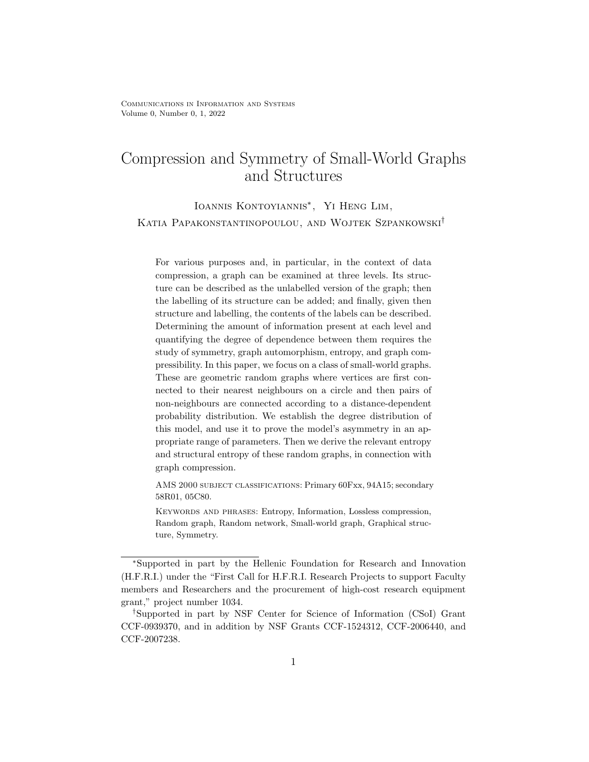# Compression and Symmetry of Small-World Graphs and Structures

Ioannis Kontoyiannis*, Yi Heng Lim, Katia Papakonstantinopoulou, and Wojtek Szpankowski†

For various purposes and, in particular, in the context of data compression, a graph can be examined at three levels. Its structure can be described as the unlabelled version of the graph; then the labelling of its structure can be added; and finally, given then structure and labelling, the contents of the labels can be described. Determining the amount of information present at each level and quantifying the degree of dependence between them requires the study of symmetry, graph automorphism, entropy, and graph compressibility. In this paper, we focus on a class of small-world graphs. These are geometric random graphs where vertices are first connected to their nearest neighbours on a circle and then pairs of non-neighbours are connected according to a distance-dependent probability distribution. We establish the degree distribution of this model, and use it to prove the model's asymmetry in an appropriate range of parameters. Then we derive the relevant entropy and structural entropy of these random graphs, in connection with graph compression.

AMS 2000 subject classifications: Primary 60Fxx, 94A15; secondary 58R01, 05C80.

Keywords and phrases: Entropy, Information, Lossless compression, Random graph, Random network, Small-world graph, Graphical structure, Symmetry.

---

*Supported in part by the Hellenic Foundation for Research and Innovation (H.F.R.I.) under the "First Call for H.F.R.I. Research Projects to support Faculty members and Researchers and the procurement of high-cost research equipment grant," project number 1034.

†Supported in part by NSF Center for Science of Information (CSoI) Grant CCF-0939370, and in addition by NSF Grants CCF-1524312, CCF-2006440, and CCF-2007238.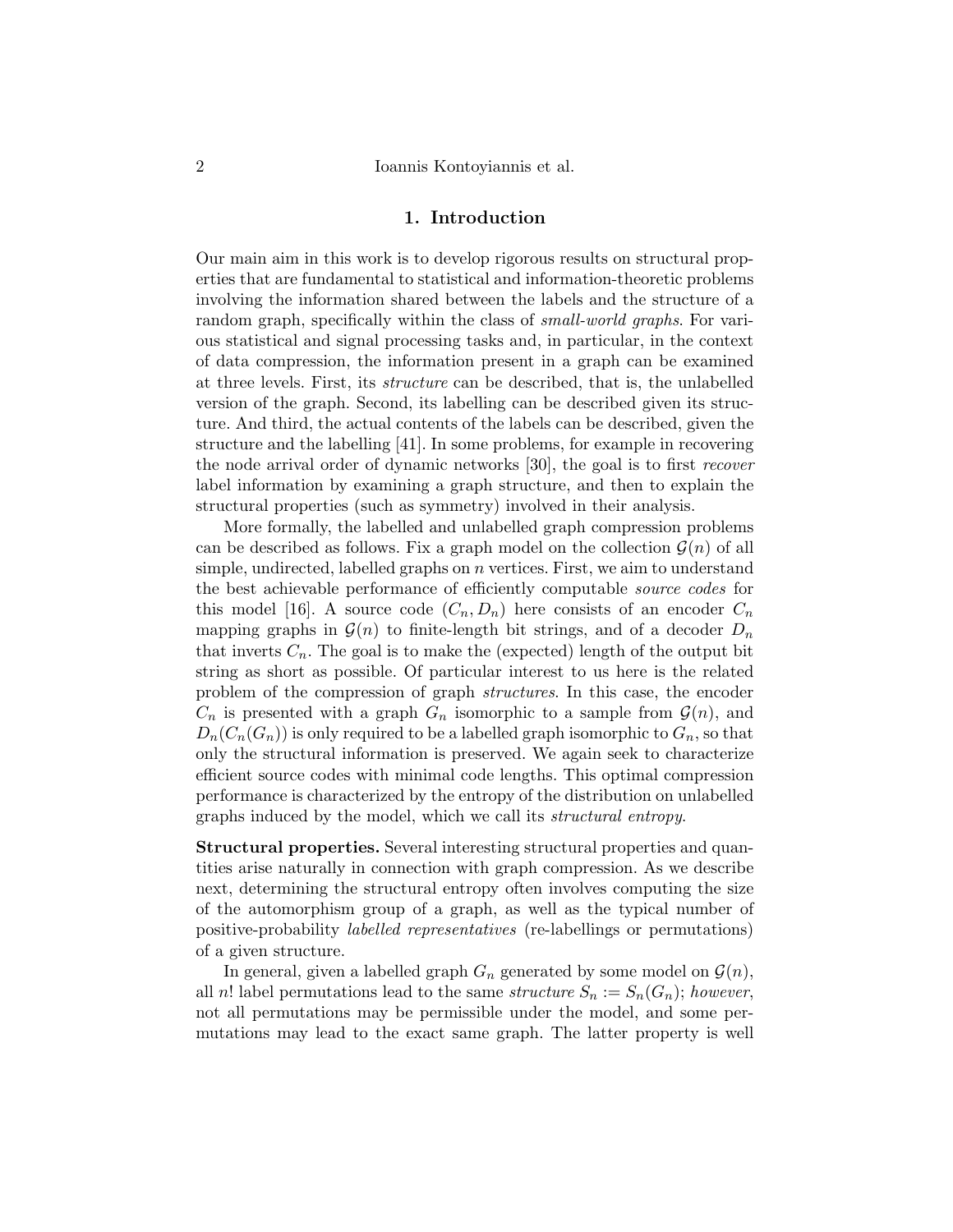## 1. Introduction

Our main aim in this work is to develop rigorous results on structural properties that are fundamental to statistical and information-theoretic problems involving the information shared between the labels and the structure of a random graph, specifically within the class of *small-world graphs*. For various statistical and signal processing tasks and, in particular, in the context of data compression, the information present in a graph can be examined at three levels. First, its *structure* can be described, that is, the unlabelled version of the graph. Second, its labelling can be described given its structure. And third, the actual contents of the labels can be described, given the structure and the labelling [41]. In some problems, for example in recovering the node arrival order of dynamic networks [30], the goal is to first *recover* label information by examining a graph structure, and then to explain the structural properties (such as symmetry) involved in their analysis.

More formally, the labelled and unlabelled graph compression problems can be described as follows. Fix a graph model on the collection $\mathcal{G}(n)$ of all simple, undirected, labelled graphs on $n$ vertices. First, we aim to understand the best achievable performance of efficiently computable *source codes* for this model [16]. A source code $(C_n, D_n)$ here consists of an encoder $C_n$ mapping graphs in $\mathcal{G}(n)$ to finite-length bit strings, and of a decoder $D_n$ that inverts $C_n$. The goal is to make the (expected) length of the output bit string as short as possible. Of particular interest to us here is the related problem of the compression of graph *structures*. In this case, the encoder $C_n$ is presented with a graph $G_n$ isomorphic to a sample from $\mathcal{G}(n)$, and $D_n(C_n(G_n))$ is only required to be a labelled graph isomorphic to $G_n$, so that only the structural information is preserved. We again seek to characterize efficient source codes with minimal code lengths. This optimal compression performance is characterized by the entropy of the distribution on unlabelled graphs induced by the model, which we call its *structural entropy*.

**Structural properties.** Several interesting structural properties and quantities arise naturally in connection with graph compression. As we describe next, determining the structural entropy often involves computing the size of the automorphism group of a graph, as well as the typical number of positive-probability *labelled representatives* (re-labellings or permutations) of a given structure.

In general, given a labelled graph $G_n$ generated by some model on $\mathcal{G}(n)$, all $n!$ label permutations lead to the same *structure* $S_n := S_n(G_n)$; *however*, not all permutations may be permissible under the model, and some permutations may lead to the exact same graph. The latter property is well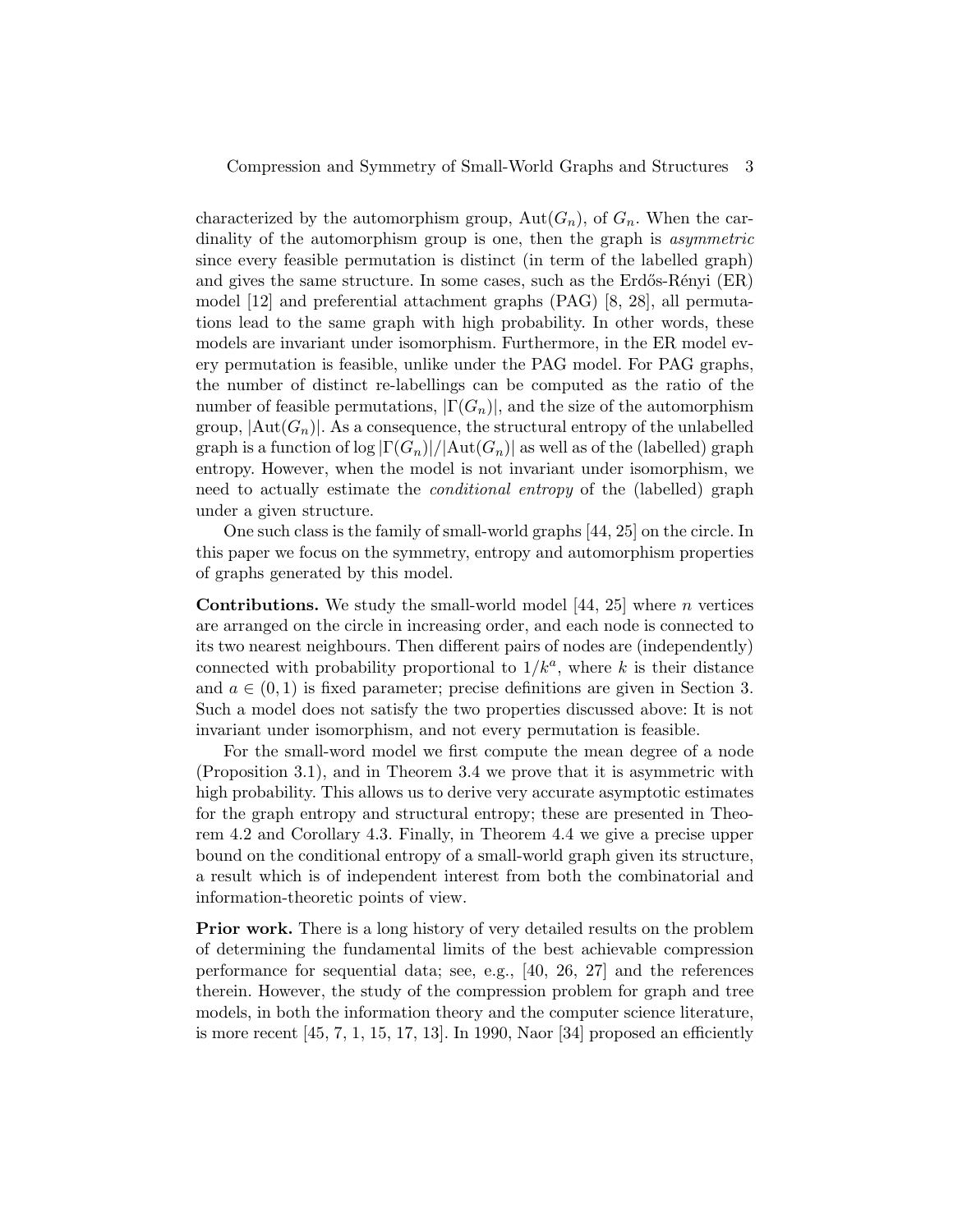characterized by the automorphism group, $\mathrm{Aut}(G_n)$, of $G_n$. When the cardinality of the automorphism group is one, then the graph is *asymmetric* since every feasible permutation is distinct (in term of the labelled graph) and gives the same structure. In some cases, such as the Erdős-Rényi (ER) model [12] and preferential attachment graphs (PAG) [8, 28], all permutations lead to the same graph with high probability. In other words, these models are invariant under isomorphism. Furthermore, in the ER model every permutation is feasible, unlike under the PAG model. For PAG graphs, the number of distinct re-labellings can be computed as the ratio of the number of feasible permutations, $|\Gamma(G_n)|$, and the size of the automorphism group, $|\mathrm{Aut}(G_n)|$. As a consequence, the structural entropy of the unlabelled graph is a function of $\log |\Gamma(G_n)|/|\mathrm{Aut}(G_n)|$ as well as of the (labelled) graph entropy. However, when the model is not invariant under isomorphism, we need to actually estimate the *conditional entropy* of the (labelled) graph under a given structure.

One such class is the family of small-world graphs [44, 25] on the circle. In this paper we focus on the symmetry, entropy and automorphism properties of graphs generated by this model.

**Contributions.** We study the small-world model [44, 25] where $n$ vertices are arranged on the circle in increasing order, and each node is connected to its two nearest neighbours. Then different pairs of nodes are (independently) connected with probability proportional to $1/k^a$, where $k$ is their distance and $a \in (0, 1)$ is fixed parameter; precise definitions are given in Section 3. Such a model does not satisfy the two properties discussed above: It is not invariant under isomorphism, and not every permutation is feasible.

For the small-word model we first compute the mean degree of a node (Proposition 3.1), and in Theorem 3.4 we prove that it is asymmetric with high probability. This allows us to derive very accurate asymptotic estimates for the graph entropy and structural entropy; these are presented in Theorem 4.2 and Corollary 4.3. Finally, in Theorem 4.4 we give a precise upper bound on the conditional entropy of a small-world graph given its structure, a result which is of independent interest from both the combinatorial and information-theoretic points of view.

**Prior work.** There is a long history of very detailed results on the problem of determining the fundamental limits of the best achievable compression performance for sequential data; see, e.g., [40, 26, 27] and the references therein. However, the study of the compression problem for graph and tree models, in both the information theory and the computer science literature, is more recent [45, 7, 1, 15, 17, 13]. In 1990, Naor [34] proposed an efficiently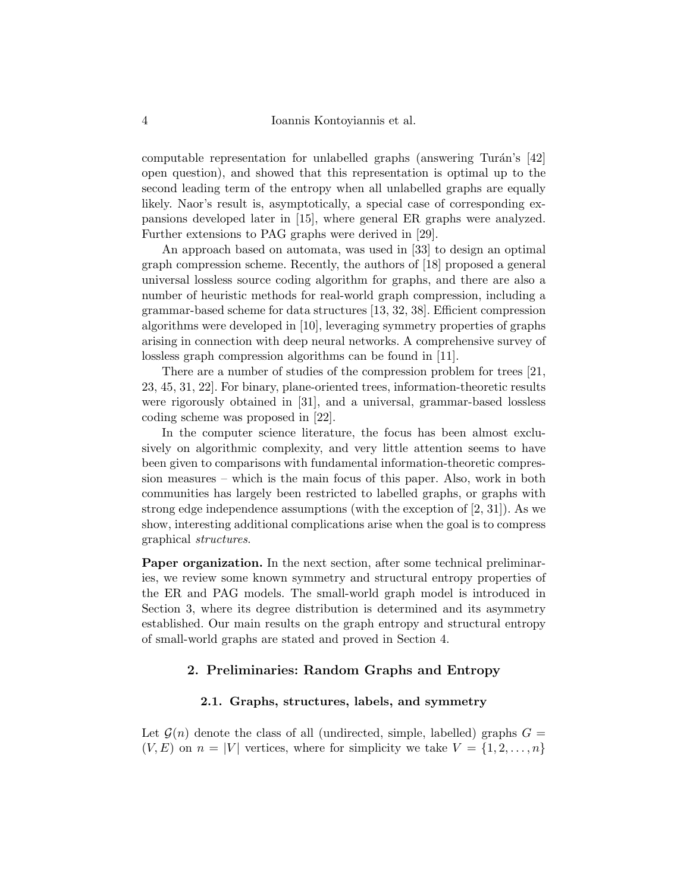computable representation for unlabelled graphs (answering Turán's [42] open question), and showed that this representation is optimal up to the second leading term of the entropy when all unlabelled graphs are equally likely. Naor's result is, asymptotically, a special case of corresponding expansions developed later in [15], where general ER graphs were analyzed. Further extensions to PAG graphs were derived in [29].

An approach based on automata, was used in [33] to design an optimal graph compression scheme. Recently, the authors of [18] proposed a general universal lossless source coding algorithm for graphs, and there are also a number of heuristic methods for real-world graph compression, including a grammar-based scheme for data structures [13, 32, 38]. Efficient compression algorithms were developed in [10], leveraging symmetry properties of graphs arising in connection with deep neural networks. A comprehensive survey of lossless graph compression algorithms can be found in [11].

There are a number of studies of the compression problem for trees [21, 23, 45, 31, 22]. For binary, plane-oriented trees, information-theoretic results were rigorously obtained in [31], and a universal, grammar-based lossless coding scheme was proposed in [22].

In the computer science literature, the focus has been almost exclusively on algorithmic complexity, and very little attention seems to have been given to comparisons with fundamental information-theoretic compression measures – which is the main focus of this paper. Also, work in both communities has largely been restricted to labelled graphs, or graphs with strong edge independence assumptions (with the exception of [2, 31]). As we show, interesting additional complications arise when the goal is to compress graphical *structures*.

**Paper organization.** In the next section, after some technical preliminaries, we review some known symmetry and structural entropy properties of the ER and PAG models. The small-world graph model is introduced in Section 3, where its degree distribution is determined and its asymmetry established. Our main results on the graph entropy and structural entropy of small-world graphs are stated and proved in Section 4.

## 2. Preliminaries: Random Graphs and Entropy

### 2.1. Graphs, structures, labels, and symmetry

Let $\mathcal{G}(n)$ denote the class of all (undirected, simple, labelled) graphs $G = (V, E)$ on $n = |V|$ vertices, where for simplicity we take $V = \{1, 2, \dots, n\}$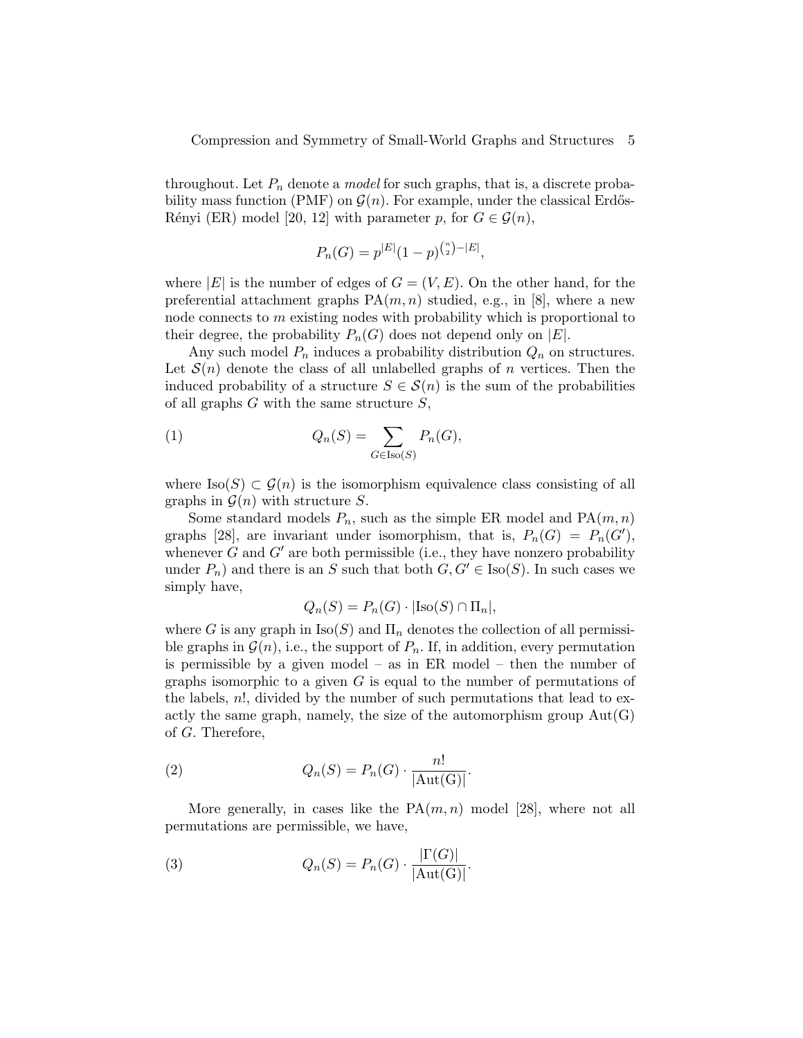throughout. Let $P_n$ denote a *model* for such graphs, that is, a discrete probability mass function (PMF) on $\mathcal{G}(n)$. For example, under the classical Erdős-Rényi (ER) model [20, 12] with parameter $p$, for $G \in \mathcal{G}(n)$,

$$P_n(G) = p^{|E|}(1-p)^{\binom{n}{2}-|E|},$$

where $|E|$ is the number of edges of $G = (V, E)$. On the other hand, for the preferential attachment graphs $\mathrm{PA}(m, n)$ studied, e.g., in [8], where a new node connects to $m$ existing nodes with probability which is proportional to their degree, the probability $P_n(G)$ does not depend only on $|E|$.

Any such model $P_n$ induces a probability distribution $Q_n$ on structures. Let $\mathcal{S}(n)$ denote the class of all unlabelled graphs of $n$ vertices. Then the induced probability of a structure $S \in \mathcal{S}(n)$ is the sum of the probabilities of all graphs $G$ with the same structure $S$,

$$Q_n(S) = \sum_{G \in \mathrm{Iso}(S)} P_n(G), \tag{1}$$

where $\mathrm{Iso}(S) \subset \mathcal{G}(n)$ is the isomorphism equivalence class consisting of all graphs in $\mathcal{G}(n)$ with structure $S$.

Some standard models $P_n$, such as the simple ER model and $\mathrm{PA}(m, n)$ graphs [28], are invariant under isomorphism, that is, $P_n(G) = P_n(G')$, whenever $G$ and $G'$ are both permissible (i.e., they have nonzero probability under $P_n$) and there is an $S$ such that both $G, G' \in \mathrm{Iso}(S)$. In such cases we simply have,

$$Q_n(S) = P_n(G) \cdot |\mathrm{Iso}(S) \cap \Pi_n|,$$

where $G$ is any graph in $\mathrm{Iso}(S)$ and $\Pi_n$ denotes the collection of all permissible graphs in $\mathcal{G}(n)$, i.e., the support of $P_n$. If, in addition, every permutation is permissible by a given model – as in ER model – then the number of graphs isomorphic to a given $G$ is equal to the number of permutations of the labels, $n!$, divided by the number of such permutations that lead to exactly the same graph, namely, the size of the automorphism group $\mathrm{Aut(G)}$ of $G$. Therefore,

$$Q_n(S) = P_n(G) \cdot \frac{n!}{|\mathrm{Aut(G)}|}. \tag{2}$$

More generally, in cases like the $\mathrm{PA}(m, n)$ model [28], where not all permutations are permissible, we have,

$$Q_n(S) = P_n(G) \cdot \frac{|\Gamma(G)|}{|\mathrm{Aut(G)}|}. \tag{3}$$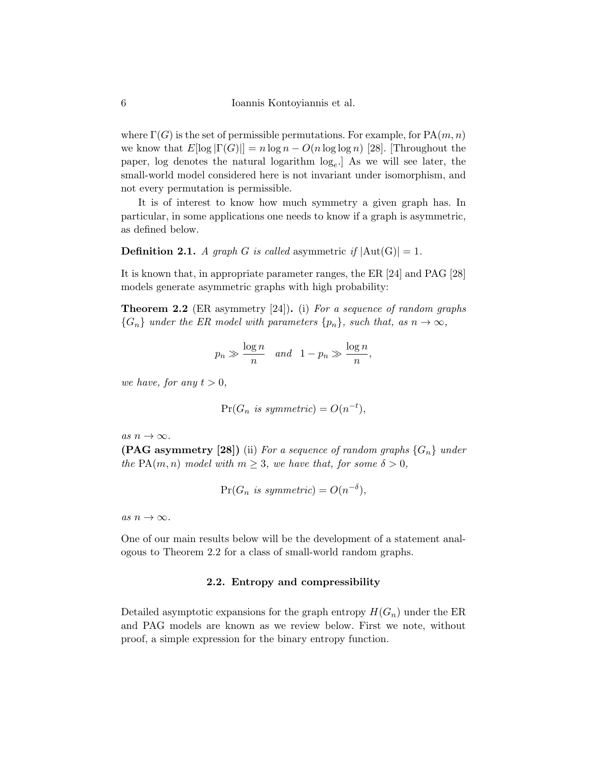where $\Gamma(G)$ is the set of permissible permutations. For example, for $\text{PA}(m, n)$ we know that $E[\log |\Gamma(G)|] = n \log n - O(n \log \log n)$ [28]. [Throughout the paper, log denotes the natural logarithm $\log_e$.] As we will see later, the small-world model considered here is not invariant under isomorphism, and not every permutation is permissible.

It is of interest to know how much symmetry a given graph has. In particular, in some applications one needs to know if a graph is asymmetric, as defined below.

**Definition 2.1.** *A graph $G$ is called* asymmetric *if* $|\text{Aut(G)}| = 1$.

It is known that, in appropriate parameter ranges, the ER [24] and PAG [28] models generate asymmetric graphs with high probability:

**Theorem 2.2** (ER asymmetry [24])**.** (i) *For a sequence of random graphs $\{G_n\}$ under the ER model with parameters $\{p_n\}$, such that, as $n \to \infty$,*

$$p_n \gg \frac{\log n}{n} \quad \textit{and} \quad 1 - p_n \gg \frac{\log n}{n},$$

*we have, for any $t > 0$,*

$$\Pr(G_n \textit{ is symmetric}) = O(n^{-t}),$$

*as $n \to \infty$.*
**(PAG asymmetry [28])** (ii) *For a sequence of random graphs $\{G_n\}$ under the $\text{PA}(m, n)$ model with $m \geq 3$, we have that, for some $\delta > 0$,*

$$\Pr(G_n \textit{ is symmetric}) = O(n^{-\delta}),$$

*as $n \to \infty$.*

One of our main results below will be the development of a statement analogous to Theorem 2.2 for a class of small-world random graphs.

### 2.2. Entropy and compressibility

Detailed asymptotic expansions for the graph entropy $H(G_n)$ under the ER and PAG models are known as we review below. First we note, without proof, a simple expression for the binary entropy function.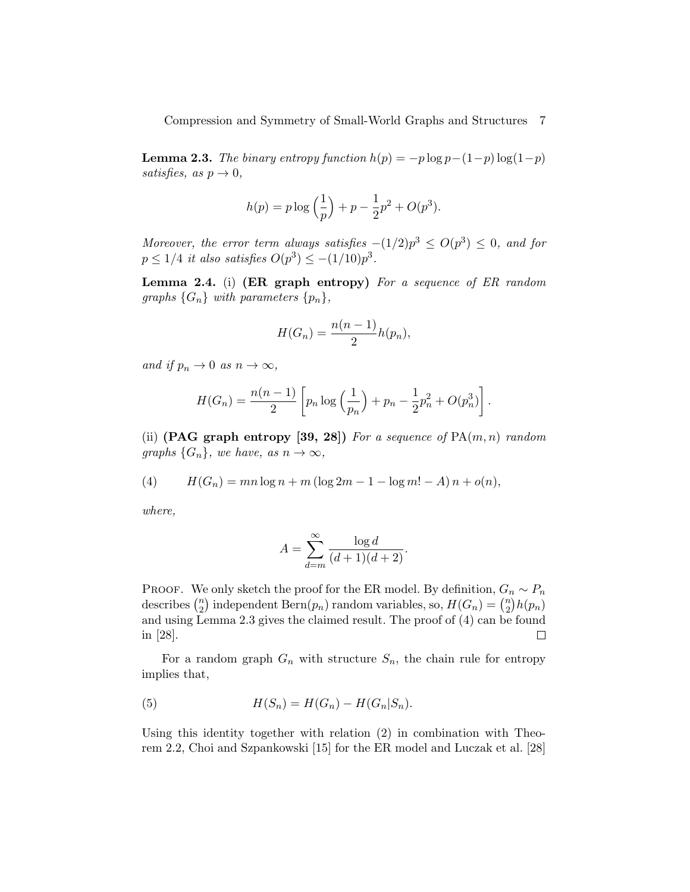**Lemma 2.3.** *The binary entropy function $h(p) = -p\log p - (1-p)\log(1-p)$ satisfies, as $p \to 0$,*

$$h(p) = p\log\left(\frac{1}{p}\right) + p - \frac{1}{2}p^2 + O(p^3).$$

*Moreover, the error term always satisfies $-(1/2)p^3 \leq O(p^3) \leq 0$, and for $p \leq 1/4$ it also satisfies $O(p^3) \leq -(1/10)p^3$.*

**Lemma 2.4.** (i) **(ER graph entropy)** *For a sequence of ER random graphs $\{G_n\}$ with parameters $\{p_n\}$,*

$$H(G_n) = \frac{n(n-1)}{2} h(p_n),$$

*and if $p_n \to 0$ as $n \to \infty$,*

$$H(G_n) = \frac{n(n-1)}{2}\left[p_n \log\left(\frac{1}{p_n}\right) + p_n - \frac{1}{2}p_n^2 + O(p_n^3)\right].$$

(ii) **(PAG graph entropy [39, 28])** *For a sequence of $\mathrm{PA}(m,n)$ random graphs $\{G_n\}$, we have, as $n \to \infty$,*

$$H(G_n) = mn\log n + m\left(\log 2m - 1 - \log m! - A\right)n + o(n), \tag{4}$$

*where,*

$$A = \sum_{d=m}^{\infty} \frac{\log d}{(d+1)(d+2)}.$$

Proof. We only sketch the proof for the ER model. By definition, $G_n \sim P_n$ describes $\binom{n}{2}$ independent $\mathrm{Bern}(p_n)$ random variables, so, $H(G_n) = \binom{n}{2}h(p_n)$ and using Lemma 2.3 gives the claimed result. The proof of (4) can be found in [28]. $\square$

For a random graph $G_n$ with structure $S_n$, the chain rule for entropy implies that,

$$H(S_n) = H(G_n) - H(G_n|S_n). \tag{5}$$

Using this identity together with relation (2) in combination with Theorem 2.2, Choi and Szpankowski [15] for the ER model and Luczak et al. [28]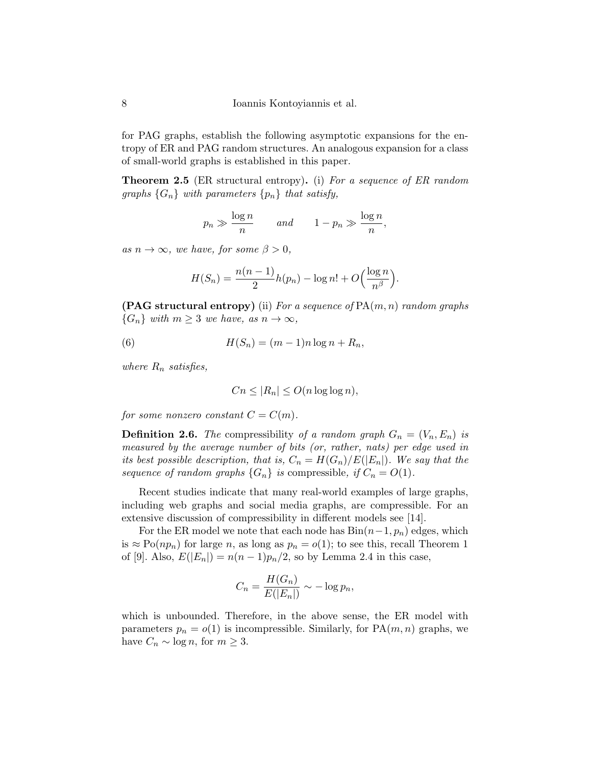for PAG graphs, establish the following asymptotic expansions for the entropy of ER and PAG random structures. An analogous expansion for a class of small-world graphs is established in this paper.

**Theorem 2.5** (ER structural entropy)**.** (i) *For a sequence of ER random graphs $\{G_n\}$ with parameters $\{p_n\}$ that satisfy,*

$$p_n \gg \frac{\log n}{n} \qquad \text{and} \qquad 1 - p_n \gg \frac{\log n}{n},$$

*as $n \to \infty$, we have, for some $\beta > 0$,*

$$H(S_n) = \frac{n(n-1)}{2} h(p_n) - \log n! + O\Big(\frac{\log n}{n^\beta}\Big).$$

**(PAG structural entropy)** (ii) *For a sequence of* $\text{PA}(m,n)$ *random graphs $\{G_n\}$ with $m \geq 3$ we have, as $n \to \infty$,*

$$H(S_n) = (m-1)n \log n + R_n, \tag{6}$$

*where $R_n$ satisfies,*

$$Cn \leq |R_n| \leq O(n \log\log n),$$

*for some nonzero constant $C = C(m)$.*

**Definition 2.6.** *The* compressibility *of a random graph $G_n = (V_n, E_n)$ is measured by the average number of bits (or, rather, nats) per edge used in its best possible description, that is, $C_n = H(G_n)/E(|E_n|)$. We say that the sequence of random graphs $\{G_n\}$ is* compressible, *if $C_n = O(1)$.*

Recent studies indicate that many real-world examples of large graphs, including web graphs and social media graphs, are compressible. For an extensive discussion of compressibility in different models see [14].

For the ER model we note that each node has $\text{Bin}(n-1, p_n)$ edges, which is $\approx \text{Po}(np_n)$ for large $n$, as long as $p_n = o(1)$; to see this, recall Theorem 1 of [9]. Also, $E(|E_n|) = n(n-1)p_n/2$, so by Lemma 2.4 in this case,

$$C_n = \frac{H(G_n)}{E(|E_n|)} \sim -\log p_n,$$

which is unbounded. Therefore, in the above sense, the ER model with parameters $p_n = o(1)$ is incompressible. Similarly, for $\text{PA}(m,n)$ graphs, we have $C_n \sim \log n$, for $m \geq 3$.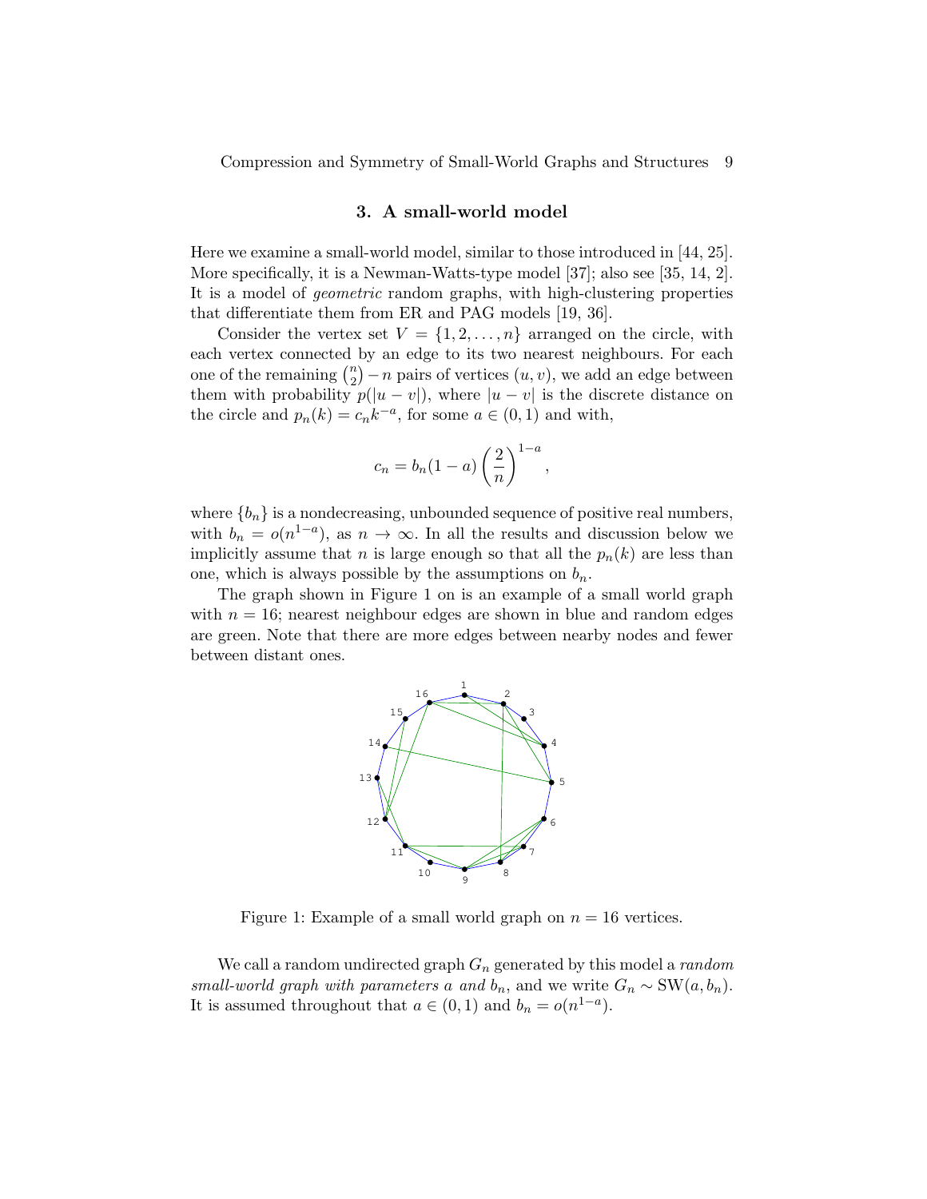## 3. A small-world model

Here we examine a small-world model, similar to those introduced in [44, 25]. More specifically, it is a Newman-Watts-type model [37]; also see [35, 14, 2]. It is a model of *geometric* random graphs, with high-clustering properties that differentiate them from ER and PAG models [19, 36].

Consider the vertex set $V = \{1, 2, \ldots, n\}$ arranged on the circle, with each vertex connected by an edge to its two nearest neighbours. For each one of the remaining $\binom{n}{2} - n$ pairs of vertices $(u, v)$, we add an edge between them with probability $p(|u - v|)$, where $|u - v|$ is the discrete distance on the circle and $p_n(k) = c_n k^{-a}$, for some $a \in (0, 1)$ and with,

$$c_n = b_n(1 - a)\left(\frac{2}{n}\right)^{1-a},$$

where $\{b_n\}$ is a nondecreasing, unbounded sequence of positive real numbers, with $b_n = o(n^{1-a})$, as $n \to \infty$. In all the results and discussion below we implicitly assume that $n$ is large enough so that all the $p_n(k)$ are less than one, which is always possible by the assumptions on $b_n$.

The graph shown in Figure 1 on is an example of a small world graph with $n = 16$; nearest neighbour edges are shown in blue and random edges are green. Note that there are more edges between nearby nodes and fewer between distant ones.

Figure 1: Example of a small world graph on $n = 16$ vertices.

We call a random undirected graph $G_n$ generated by this model a *random small-world graph with parameters a and* $b_n$, and we write $G_n \sim \mathrm{SW}(a, b_n)$. It is assumed throughout that $a \in (0, 1)$ and $b_n = o(n^{1-a})$.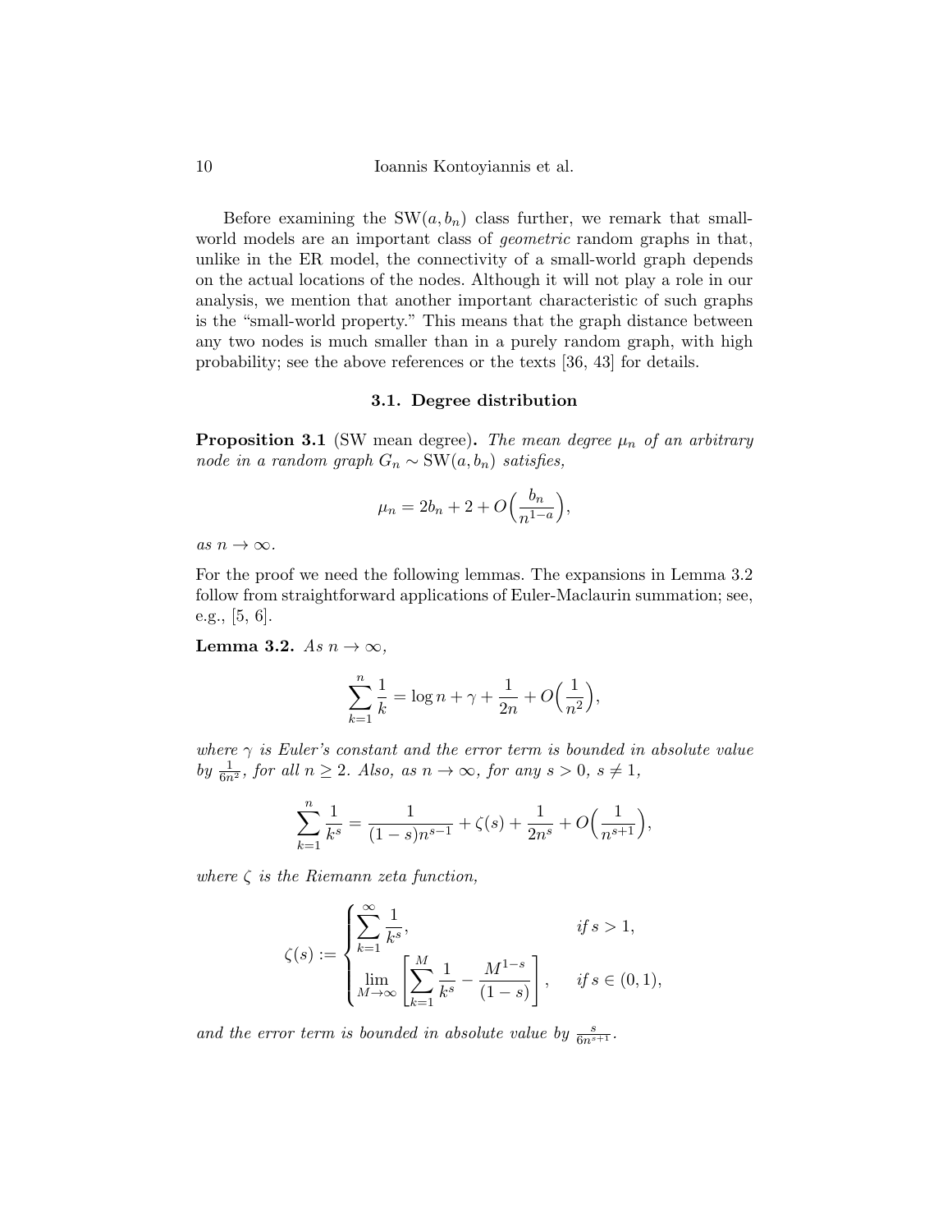Before examining the $\mathrm{SW}(a, b_n)$ class further, we remark that small-world models are an important class of *geometric* random graphs in that, unlike in the ER model, the connectivity of a small-world graph depends on the actual locations of the nodes. Although it will not play a role in our analysis, we mention that another important characteristic of such graphs is the "small-world property." This means that the graph distance between any two nodes is much smaller than in a purely random graph, with high probability; see the above references or the texts [36, 43] for details.

### 3.1. Degree distribution

**Proposition 3.1** (SW mean degree)**.** *The mean degree $\mu_n$ of an arbitrary node in a random graph $G_n \sim \mathrm{SW}(a, b_n)$ satisfies,*

$$\mu_n = 2b_n + 2 + O\Big(\frac{b_n}{n^{1-a}}\Big),$$

*as $n \to \infty$.*

For the proof we need the following lemmas. The expansions in Lemma 3.2 follow from straightforward applications of Euler-Maclaurin summation; see, e.g., [5, 6].

**Lemma 3.2.** *As $n \to \infty$,*

$$\sum_{k=1}^{n} \frac{1}{k} = \log n + \gamma + \frac{1}{2n} + O\Big(\frac{1}{n^2}\Big),$$

*where $\gamma$ is Euler's constant and the error term is bounded in absolute value by $\frac{1}{6n^2}$, for all $n \geq 2$. Also, as $n \to \infty$, for any $s > 0$, $s \neq 1$,*

$$\sum_{k=1}^{n} \frac{1}{k^s} = \frac{1}{(1-s)n^{s-1}} + \zeta(s) + \frac{1}{2n^s} + O\Big(\frac{1}{n^{s+1}}\Big),$$

*where $\zeta$ is the Riemann zeta function,*

$$\zeta(s) := \begin{cases} \displaystyle\sum_{k=1}^{\infty} \frac{1}{k^s}, & \text{if } s > 1, \\ \displaystyle\lim_{M \to \infty} \left[ \sum_{k=1}^{M} \frac{1}{k^s} - \frac{M^{1-s}}{(1-s)} \right], & \text{if } s \in (0,1), \end{cases}$$

*and the error term is bounded in absolute value by $\frac{s}{6n^{s+1}}$.*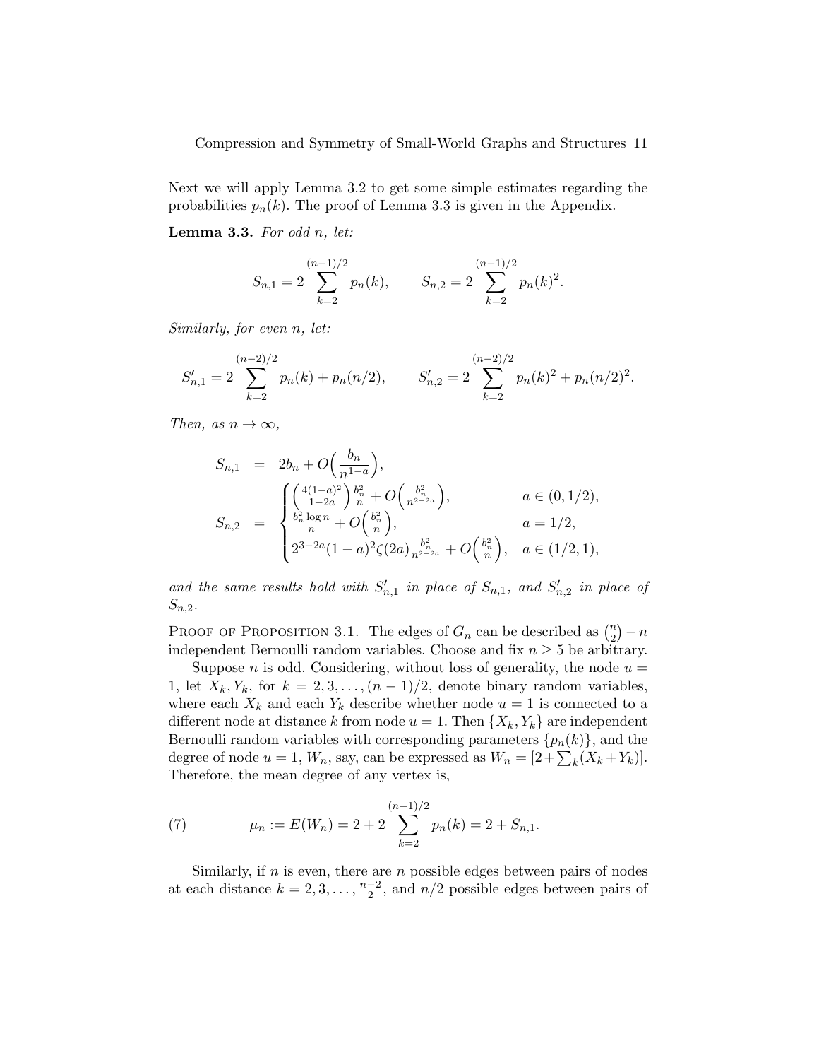Next we will apply Lemma 3.2 to get some simple estimates regarding the probabilities $p_n(k)$. The proof of Lemma 3.3 is given in the Appendix.

**Lemma 3.3.** *For odd $n$, let:*

$$S_{n,1} = 2 \sum_{k=2}^{(n-1)/2} p_n(k), \qquad S_{n,2} = 2 \sum_{k=2}^{(n-1)/2} p_n(k)^2.$$

*Similarly, for even $n$, let:*

$$S'_{n,1} = 2 \sum_{k=2}^{(n-2)/2} p_n(k) + p_n(n/2), \qquad S'_{n,2} = 2 \sum_{k=2}^{(n-2)/2} p_n(k)^2 + p_n(n/2)^2.$$

*Then, as $n \to \infty$,*

$$\begin{aligned}
S_{n,1} &= 2b_n + O\Big(\frac{b_n}{n^{1-a}}\Big), \\
S_{n,2} &= \begin{cases} \Big(\frac{4(1-a)^2}{1-2a}\Big)\frac{b_n^2}{n} + O\Big(\frac{b_n^2}{n^{2-2a}}\Big), & a \in (0,1/2), \\ \frac{b_n^2 \log n}{n} + O\Big(\frac{b_n^2}{n}\Big), & a = 1/2, \\ 2^{3-2a}(1-a)^2\zeta(2a)\frac{b_n^2}{n^{2-2a}} + O\Big(\frac{b_n^2}{n}\Big), & a \in (1/2,1), \end{cases}
\end{aligned}$$

*and the same results hold with $S'_{n,1}$ in place of $S_{n,1}$, and $S'_{n,2}$ in place of $S_{n,2}$.*

Proof of Proposition 3.1. The edges of $G_n$ can be described as $\binom{n}{2} - n$ independent Bernoulli random variables. Choose and fix $n \geq 5$ be arbitrary.

Suppose $n$ is odd. Considering, without loss of generality, the node $u = 1$, let $X_k, Y_k$, for $k = 2, 3, \ldots, (n-1)/2$, denote binary random variables, where each $X_k$ and each $Y_k$ describe whether node $u = 1$ is connected to a different node at distance $k$ from node $u = 1$. Then $\{X_k, Y_k\}$ are independent Bernoulli random variables with corresponding parameters $\{p_n(k)\}$, and the degree of node $u = 1$, $W_n$, say, can be expressed as $W_n = [2 + \sum_k (X_k + Y_k)]$. Therefore, the mean degree of any vertex is,

$$\mu_n := E(W_n) = 2 + 2 \sum_{k=2}^{(n-1)/2} p_n(k) = 2 + S_{n,1}. \tag{7}$$

Similarly, if $n$ is even, there are $n$ possible edges between pairs of nodes at each distance $k = 2, 3, \ldots, \frac{n-2}{2}$, and $n/2$ possible edges between pairs of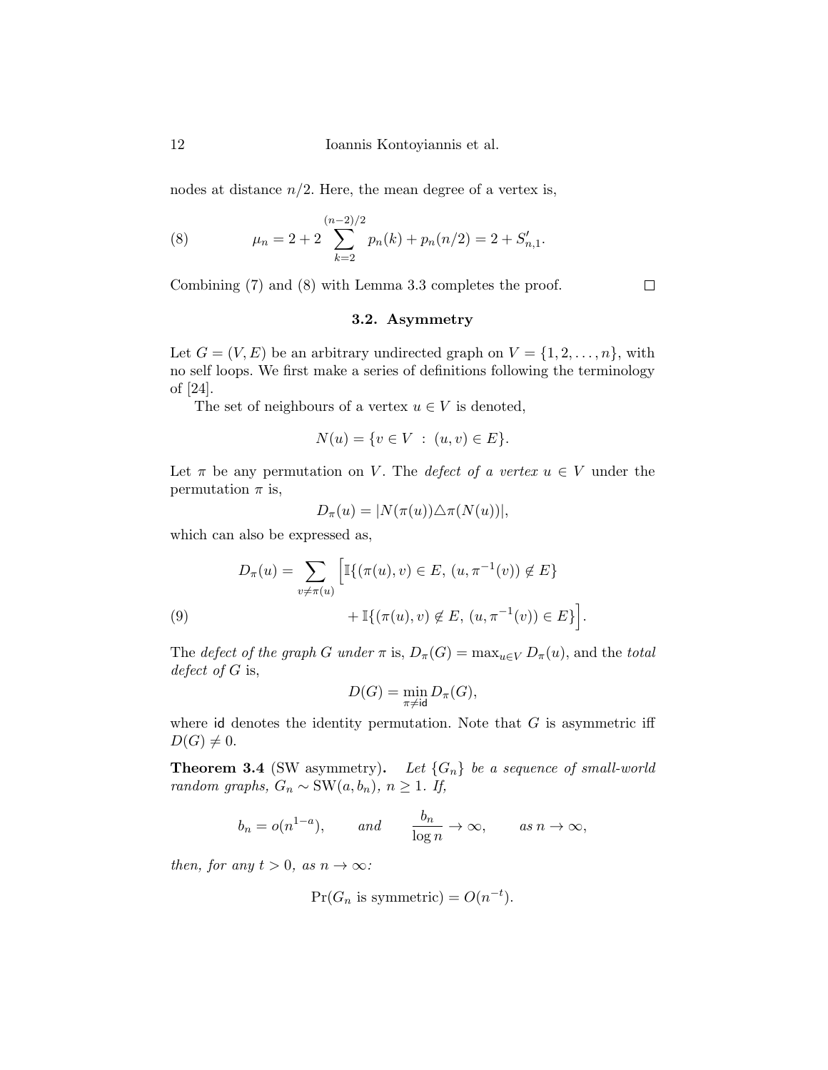nodes at distance $n/2$. Here, the mean degree of a vertex is,

$$\mu_n = 2 + 2 \sum_{k=2}^{(n-2)/2} p_n(k) + p_n(n/2) = 2 + S'_{n,1}. \tag{8}$$

Combining (7) and (8) with Lemma 3.3 completes the proof. □

### 3.2. Asymmetry

Let $G = (V, E)$ be an arbitrary undirected graph on $V = \{1, 2, \ldots, n\}$, with no self loops. We first make a series of definitions following the terminology of [24].

The set of neighbours of a vertex $u \in V$ is denoted,

$$N(u) = \{v \in V \ : \ (u, v) \in E\}.$$

Let $\pi$ be any permutation on $V$. The *defect of a vertex* $u \in V$ under the permutation $\pi$ is,

$$D_\pi(u) = |N(\pi(u)) \triangle \pi(N(u))|,$$

which can also be expressed as,

$$\begin{aligned} D_\pi(u) = \sum_{v \neq \pi(u)} \Big[ &\mathbb{I}\{(\pi(u), v) \in E, \ (u, \pi^{-1}(v)) \notin E\} \\ &+ \mathbb{I}\{(\pi(u), v) \notin E, \ (u, \pi^{-1}(v)) \in E\} \Big]. \end{aligned} \tag{9}$$

The *defect of the graph* $G$ *under* $\pi$ is, $D_\pi(G) = \max_{u \in V} D_\pi(u)$, and the *total defect of* $G$ is,

$$D(G) = \min_{\pi \neq \mathsf{id}} D_\pi(G),$$

where $\mathsf{id}$ denotes the identity permutation. Note that $G$ is asymmetric iff $D(G) \neq 0$.

**Theorem 3.4** (SW asymmetry)**.** *Let $\{G_n\}$ be a sequence of small-world random graphs, $G_n \sim \mathrm{SW}(a, b_n)$, $n \geq 1$. If,*

$$b_n = o(n^{1-a}), \qquad \textit{and} \qquad \frac{b_n}{\log n} \to \infty, \qquad \textit{as } n \to \infty,$$

*then, for any $t > 0$, as $n \to \infty$:*

$$\Pr(G_n \text{ is symmetric}) = O(n^{-t}).$$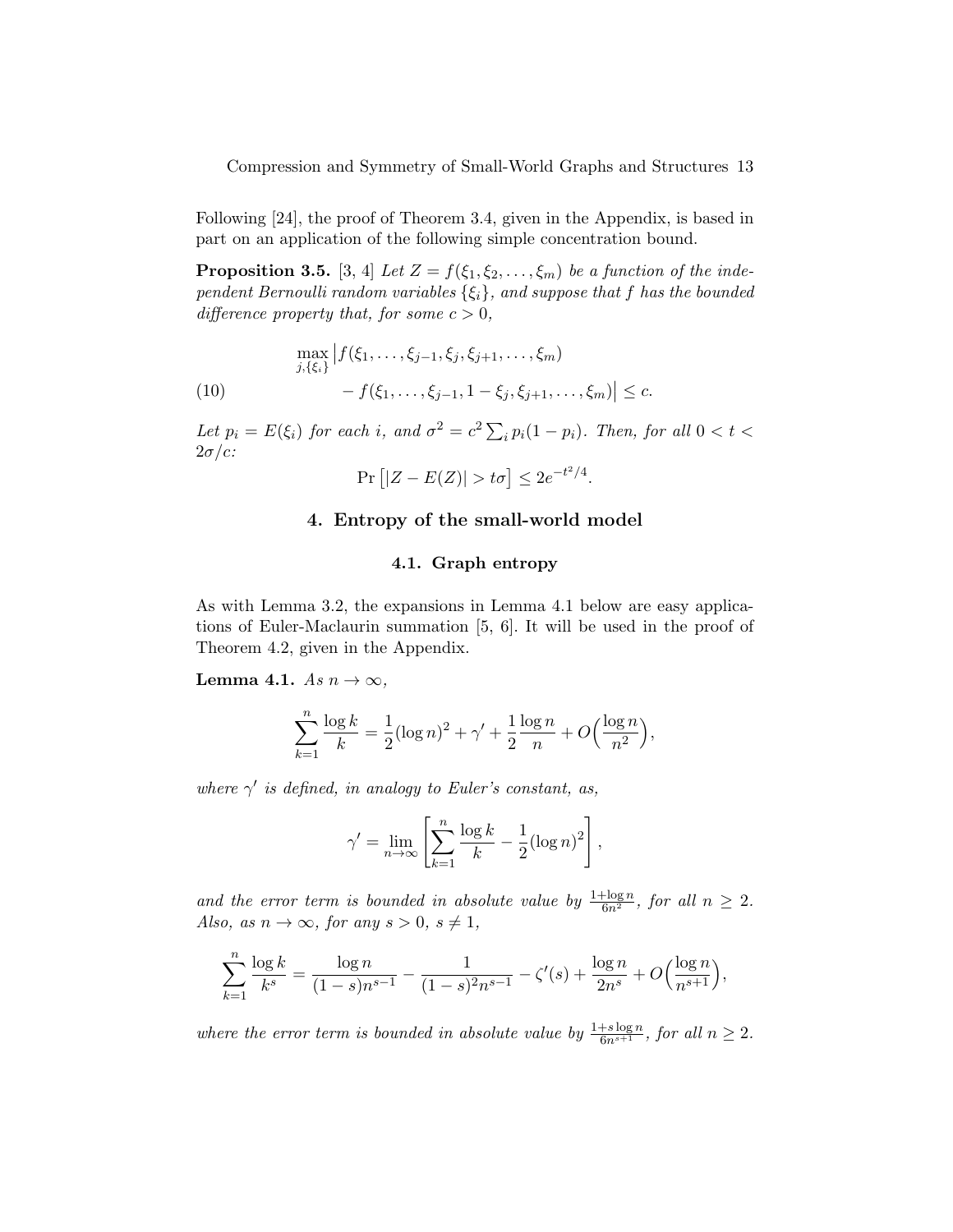Following [24], the proof of Theorem 3.4, given in the Appendix, is based in part on an application of the following simple concentration bound.

**Proposition 3.5.** [3, 4] *Let $Z = f(\xi_1, \xi_2, \ldots, \xi_m)$ be a function of the independent Bernoulli random variables $\{\xi_i\}$, and suppose that $f$ has the bounded difference property that, for some $c > 0$,*

$$\max_{j,\{\xi_i\}} \big| f(\xi_1, \ldots, \xi_{j-1}, \xi_j, \xi_{j+1}, \ldots, \xi_m) - f(\xi_1, \ldots, \xi_{j-1}, 1-\xi_j, \xi_{j+1}, \ldots, \xi_m)\big| \leq c. \tag{10}$$

*Let $p_i = E(\xi_i)$ for each $i$, and $\sigma^2 = c^2 \sum_i p_i(1-p_i)$. Then, for all $0 < t < 2\sigma/c$:*

$$\Pr\big[|Z - E(Z)| > t\sigma\big] \leq 2e^{-t^2/4}.$$

## 4. Entropy of the small-world model

### 4.1. Graph entropy

As with Lemma 3.2, the expansions in Lemma 4.1 below are easy applications of Euler-Maclaurin summation [5, 6]. It will be used in the proof of Theorem 4.2, given in the Appendix.

**Lemma 4.1.** *As $n \to \infty$,*

$$\sum_{k=1}^{n} \frac{\log k}{k} = \frac{1}{2}(\log n)^2 + \gamma' + \frac{1}{2}\frac{\log n}{n} + O\Big(\frac{\log n}{n^2}\Big),$$

*where $\gamma'$ is defined, in analogy to Euler's constant, as,*

$$\gamma' = \lim_{n\to\infty} \left[\sum_{k=1}^{n} \frac{\log k}{k} - \frac{1}{2}(\log n)^2\right],$$

*and the error term is bounded in absolute value by $\frac{1+\log n}{6n^2}$, for all $n \geq 2$. Also, as $n \to \infty$, for any $s > 0$, $s \neq 1$,*

$$\sum_{k=1}^{n} \frac{\log k}{k^s} = \frac{\log n}{(1-s)n^{s-1}} - \frac{1}{(1-s)^2 n^{s-1}} - \zeta'(s) + \frac{\log n}{2n^s} + O\Big(\frac{\log n}{n^{s+1}}\Big),$$

*where the error term is bounded in absolute value by $\frac{1+s\log n}{6n^{s+1}}$, for all $n \geq 2$.*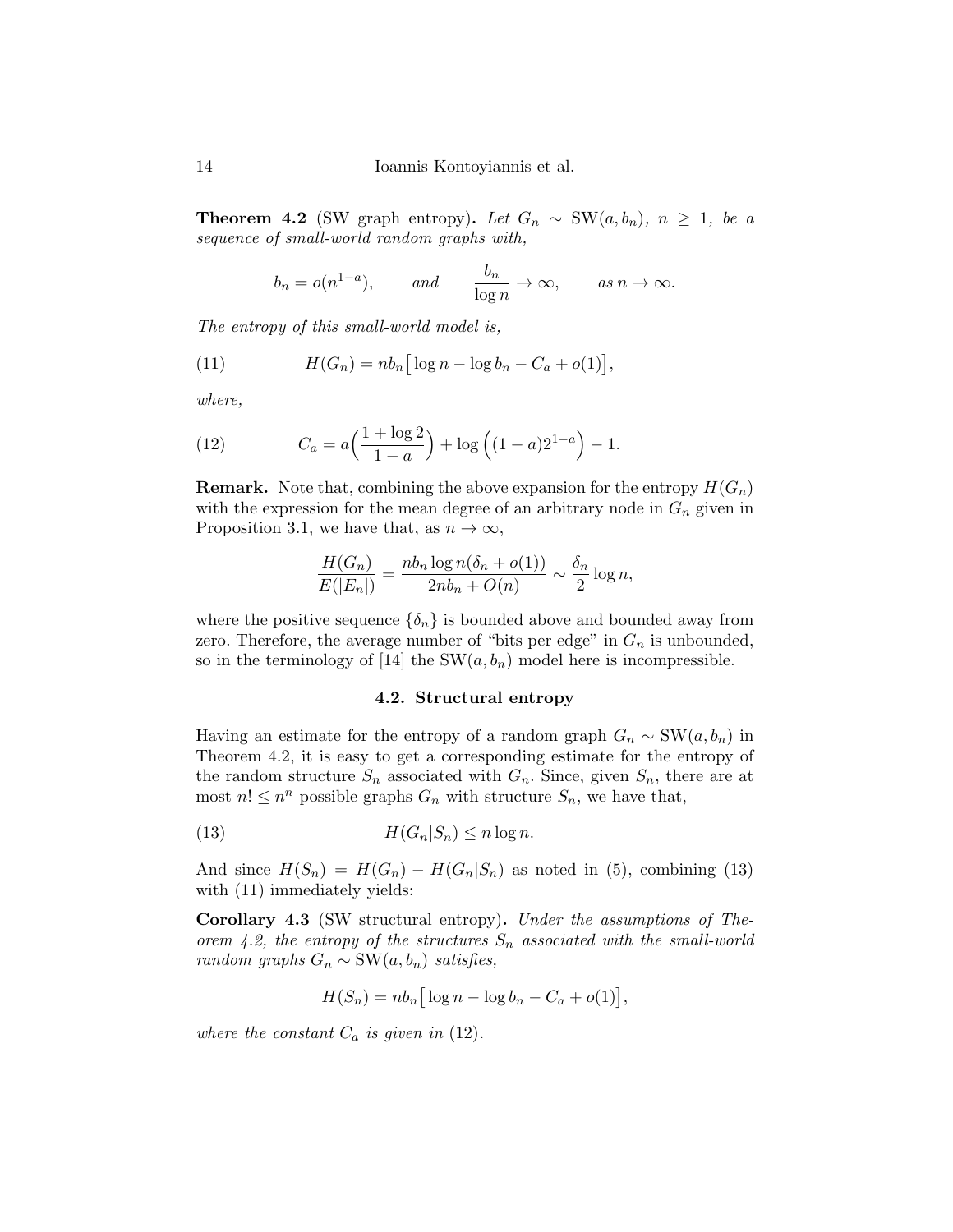**Theorem 4.2** (SW graph entropy)**.** *Let $G_n \sim \mathrm{SW}(a, b_n)$, $n \geq 1$, be a sequence of small-world random graphs with,*

$$b_n = o(n^{1-a}), \qquad \textit{and} \qquad \frac{b_n}{\log n} \to \infty, \qquad \textit{as } n \to \infty.$$

*The entropy of this small-world model is,*

$$H(G_n) = nb_n\big[\log n - \log b_n - C_a + o(1)\big], \tag{11}$$

*where,*

$$C_a = a\Big(\frac{1+\log 2}{1-a}\Big) + \log\Big((1-a)2^{1-a}\Big) - 1. \tag{12}$$

**Remark.** Note that, combining the above expansion for the entropy $H(G_n)$ with the expression for the mean degree of an arbitrary node in $G_n$ given in Proposition 3.1, we have that, as $n \to \infty$,

$$\frac{H(G_n)}{E(|E_n|)} = \frac{nb_n \log n(\delta_n + o(1))}{2nb_n + O(n)} \sim \frac{\delta_n}{2}\log n,$$

where the positive sequence $\{\delta_n\}$ is bounded above and bounded away from zero. Therefore, the average number of "bits per edge" in $G_n$ is unbounded, so in the terminology of [14] the $\mathrm{SW}(a, b_n)$ model here is incompressible.

### 4.2. Structural entropy

Having an estimate for the entropy of a random graph $G_n \sim \mathrm{SW}(a, b_n)$ in Theorem 4.2, it is easy to get a corresponding estimate for the entropy of the random structure $S_n$ associated with $G_n$. Since, given $S_n$, there are at most $n! \leq n^n$ possible graphs $G_n$ with structure $S_n$, we have that,

$$H(G_n|S_n) \leq n\log n. \tag{13}$$

And since $H(S_n) = H(G_n) - H(G_n|S_n)$ as noted in (5), combining (13) with (11) immediately yields:

**Corollary 4.3** (SW structural entropy)**.** *Under the assumptions of Theorem 4.2, the entropy of the structures $S_n$ associated with the small-world random graphs $G_n \sim \mathrm{SW}(a, b_n)$ satisfies,*

$$H(S_n) = nb_n\big[\log n - \log b_n - C_a + o(1)\big],$$

*where the constant $C_a$ is given in* (12).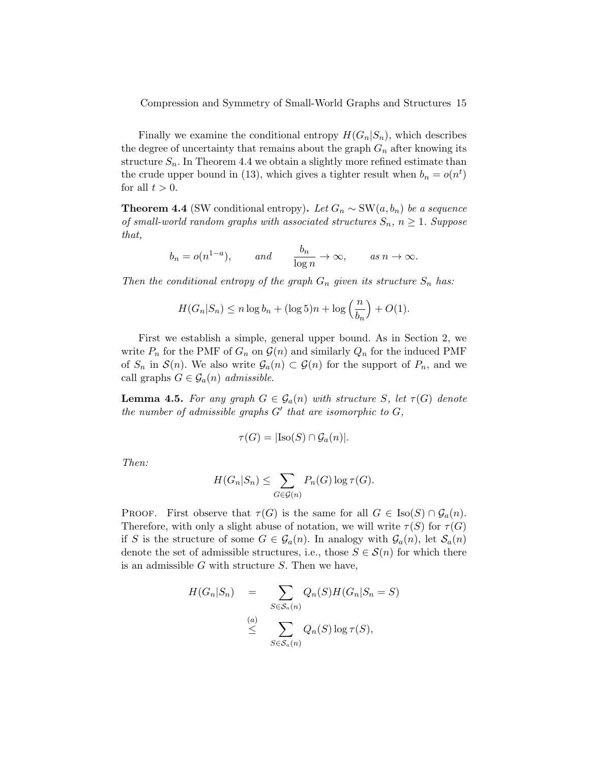Finally we examine the conditional entropy $H(G_n|S_n)$, which describes the degree of uncertainty that remains about the graph $G_n$ after knowing its structure $S_n$. In Theorem 4.4 we obtain a slightly more refined estimate than the crude upper bound in (13), which gives a tighter result when $b_n = o(n^t)$ for all $t > 0$.

**Theorem 4.4** (SW conditional entropy)**.** *Let $G_n \sim \mathrm{SW}(a, b_n)$ be a sequence of small-world random graphs with associated structures $S_n$, $n \geq 1$. Suppose that,*

$$b_n = o(n^{1-a}), \qquad \text{and} \qquad \frac{b_n}{\log n} \to \infty, \qquad \text{as } n \to \infty.$$

*Then the conditional entropy of the graph $G_n$ given its structure $S_n$ has:*

$$H(G_n|S_n) \leq n \log b_n + (\log 5)n + \log \left( \frac{n}{b_n} \right) + O(1).$$

First we establish a simple, general upper bound. As in Section 2, we write $P_n$ for the PMF of $G_n$ on $\mathcal{G}(n)$ and similarly $Q_n$ for the induced PMF of $S_n$ in $\mathcal{S}(n)$. We also write $\mathcal{G}_a(n) \subset \mathcal{G}(n)$ for the support of $P_n$, and we call graphs $G \in \mathcal{G}_a(n)$ *admissible*.

**Lemma 4.5.** *For any graph $G \in \mathcal{G}_a(n)$ with structure $S$, let $\tau(G)$ denote the number of admissible graphs $G'$ that are isomorphic to $G$,*

$$\tau(G) = |\mathrm{Iso}(S) \cap \mathcal{G}_a(n)|.$$

*Then:*

$$H(G_n|S_n) \leq \sum_{G \in \mathcal{G}(n)} P_n(G) \log \tau(G).$$

Proof. First observe that $\tau(G)$ is the same for all $G \in \mathrm{Iso}(S) \cap \mathcal{G}_a(n)$. Therefore, with only a slight abuse of notation, we will write $\tau(S)$ for $\tau(G)$ if $S$ is the structure of some $G \in \mathcal{G}_a(n)$. In analogy with $\mathcal{G}_a(n)$, let $\mathcal{S}_a(n)$ denote the set of admissible structures, i.e., those $S \in \mathcal{S}(n)$ for which there is an admissible $G$ with structure $S$. Then we have,

$$\begin{aligned} H(G_n|S_n) &= \sum_{S \in \mathcal{S}_a(n)} Q_n(S) H(G_n|S_n = S) \\ &\overset{(a)}{\leq} \sum_{S \in \mathcal{S}_a(n)} Q_n(S) \log \tau(S), \end{aligned}$$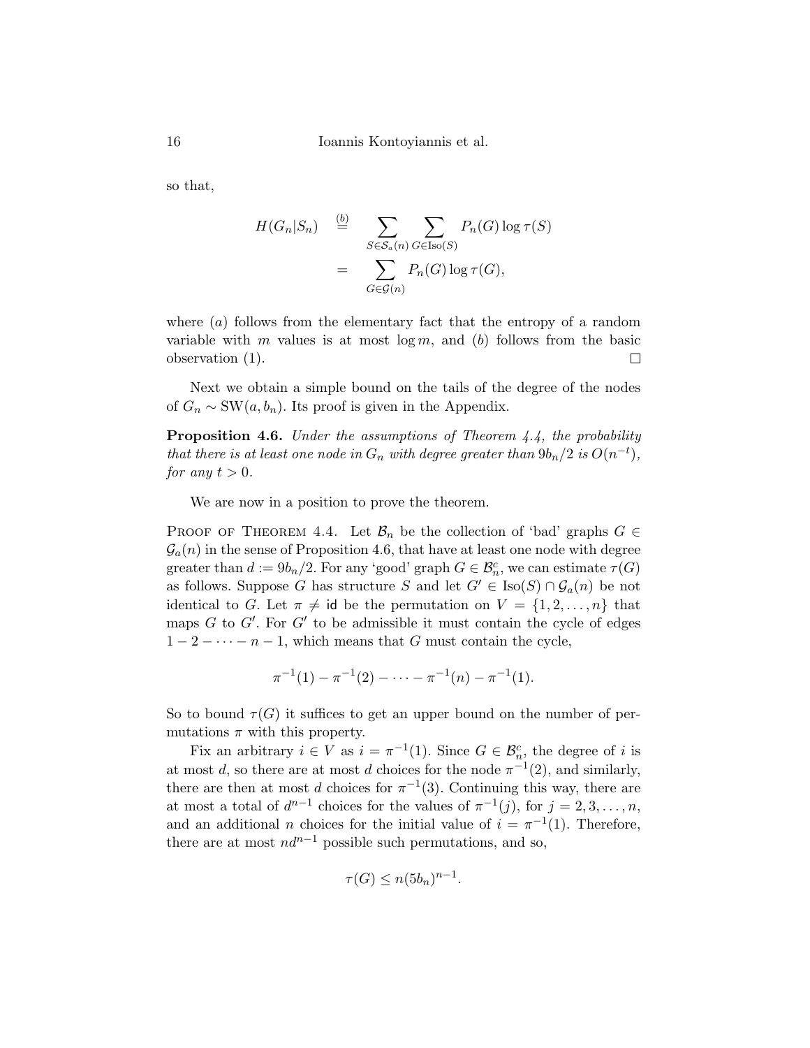so that,

$$
\begin{aligned}
H(G_n|S_n) &\stackrel{(b)}{=} \sum_{S\in\mathcal{S}_a(n)} \sum_{G\in\mathrm{Iso}(S)} P_n(G)\log\tau(S) \\
&= \sum_{G\in\mathcal{G}(n)} P_n(G)\log\tau(G),
\end{aligned}
$$

where $(a)$ follows from the elementary fact that the entropy of a random variable with $m$ values is at most $\log m$, and $(b)$ follows from the basic observation (1). □

Next we obtain a simple bound on the tails of the degree of the nodes of $G_n \sim \mathrm{SW}(a, b_n)$. Its proof is given in the Appendix.

**Proposition 4.6.** *Under the assumptions of Theorem 4.4, the probability that there is at least one node in $G_n$ with degree greater than $9b_n/2$ is $O(n^{-t})$, for any $t > 0$.*

We are now in a position to prove the theorem.

Proof of Theorem 4.4. Let $\mathcal{B}_n$ be the collection of 'bad' graphs $G \in \mathcal{G}_a(n)$ in the sense of Proposition 4.6, that have at least one node with degree greater than $d := 9b_n/2$. For any 'good' graph $G \in \mathcal{B}_n^c$, we can estimate $\tau(G)$ as follows. Suppose $G$ has structure $S$ and let $G' \in \mathrm{Iso}(S) \cap \mathcal{G}_a(n)$ be not identical to $G$. Let $\pi \neq \mathsf{id}$ be the permutation on $V = \{1, 2, \ldots, n\}$ that maps $G$ to $G'$. For $G'$ to be admissible it must contain the cycle of edges $1 - 2 - \cdots - n - 1$, which means that $G$ must contain the cycle,

$$
\pi^{-1}(1) - \pi^{-1}(2) - \cdots - \pi^{-1}(n) - \pi^{-1}(1).
$$

So to bound $\tau(G)$ it suffices to get an upper bound on the number of permutations $\pi$ with this property.

Fix an arbitrary $i \in V$ as $i = \pi^{-1}(1)$. Since $G \in \mathcal{B}_n^c$, the degree of $i$ is at most $d$, so there are at most $d$ choices for the node $\pi^{-1}(2)$, and similarly, there are then at most $d$ choices for $\pi^{-1}(3)$. Continuing this way, there are at most a total of $d^{n-1}$ choices for the values of $\pi^{-1}(j)$, for $j = 2, 3, \ldots, n$, and an additional $n$ choices for the initial value of $i = \pi^{-1}(1)$. Therefore, there are at most $nd^{n-1}$ possible such permutations, and so,

$$
\tau(G) \le n(5b_n)^{n-1}.
$$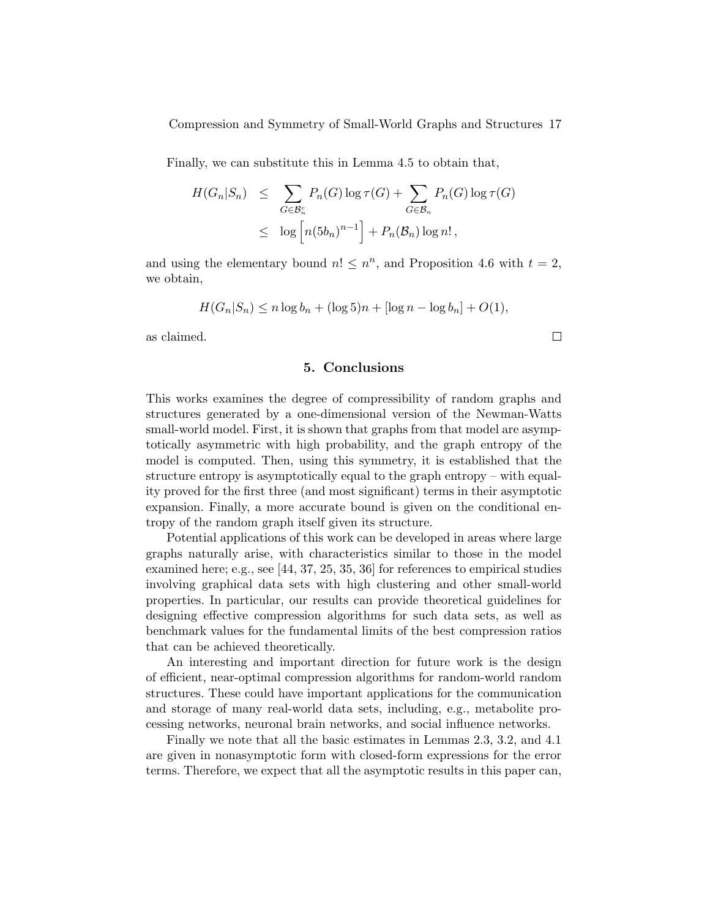Finally, we can substitute this in Lemma 4.5 to obtain that,

$$
\begin{aligned}
H(G_n|S_n) &\leq \sum_{G\in\mathcal{B}_n^c} P_n(G)\log\tau(G) + \sum_{G\in\mathcal{B}_n} P_n(G)\log\tau(G) \\
&\leq \log\left[n(5b_n)^{n-1}\right] + P_n(\mathcal{B}_n)\log n!\,,
\end{aligned}
$$

and using the elementary bound $n! \leq n^n$, and Proposition 4.6 with $t = 2$, we obtain,

$$
H(G_n|S_n) \leq n\log b_n + (\log 5)n + [\log n - \log b_n] + O(1),
$$

as claimed. □

## 5. Conclusions

This works examines the degree of compressibility of random graphs and structures generated by a one-dimensional version of the Newman-Watts small-world model. First, it is shown that graphs from that model are asymptotically asymmetric with high probability, and the graph entropy of the model is computed. Then, using this symmetry, it is established that the structure entropy is asymptotically equal to the graph entropy – with equality proved for the first three (and most significant) terms in their asymptotic expansion. Finally, a more accurate bound is given on the conditional entropy of the random graph itself given its structure.

Potential applications of this work can be developed in areas where large graphs naturally arise, with characteristics similar to those in the model examined here; e.g., see [44, 37, 25, 35, 36] for references to empirical studies involving graphical data sets with high clustering and other small-world properties. In particular, our results can provide theoretical guidelines for designing effective compression algorithms for such data sets, as well as benchmark values for the fundamental limits of the best compression ratios that can be achieved theoretically.

An interesting and important direction for future work is the design of efficient, near-optimal compression algorithms for random-world random structures. These could have important applications for the communication and storage of many real-world data sets, including, e.g., metabolite processing networks, neuronal brain networks, and social influence networks.

Finally we note that all the basic estimates in Lemmas 2.3, 3.2, and 4.1 are given in nonasymptotic form with closed-form expressions for the error terms. Therefore, we expect that all the asymptotic results in this paper can,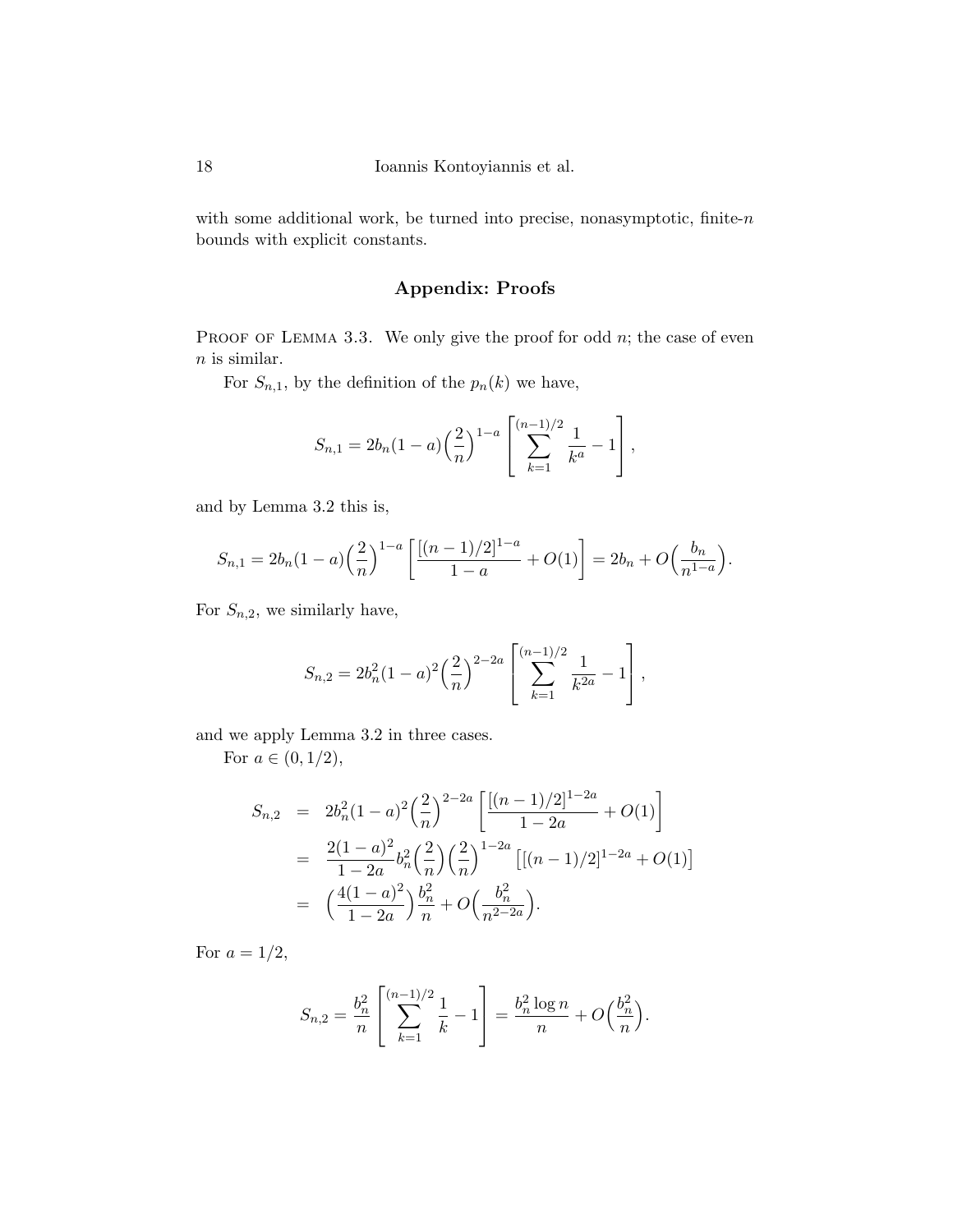with some additional work, be turned into precise, nonasymptotic, finite-$n$ bounds with explicit constants.

## Appendix: Proofs

PROOF OF LEMMA 3.3. We only give the proof for odd $n$; the case of even $n$ is similar.

For $S_{n,1}$, by the definition of the $p_n(k)$ we have,

$$S_{n,1} = 2b_n(1-a)\Big(\frac{2}{n}\Big)^{1-a}\left[\sum_{k=1}^{(n-1)/2}\frac{1}{k^a} - 1\right],$$

and by Lemma 3.2 this is,

$$S_{n,1} = 2b_n(1-a)\Big(\frac{2}{n}\Big)^{1-a}\left[\frac{[(n-1)/2]^{1-a}}{1-a} + O(1)\right] = 2b_n + O\Big(\frac{b_n}{n^{1-a}}\Big).$$

For $S_{n,2}$, we similarly have,

$$S_{n,2} = 2b_n^2(1-a)^2\Big(\frac{2}{n}\Big)^{2-2a}\left[\sum_{k=1}^{(n-1)/2}\frac{1}{k^{2a}} - 1\right],$$

and we apply Lemma 3.2 in three cases.

For $a \in (0, 1/2)$,

$$\begin{aligned}
S_{n,2} &= 2b_n^2(1-a)^2\Big(\frac{2}{n}\Big)^{2-2a}\left[\frac{[(n-1)/2]^{1-2a}}{1-2a} + O(1)\right] \\
&= \frac{2(1-a)^2}{1-2a}b_n^2\Big(\frac{2}{n}\Big)\Big(\frac{2}{n}\Big)^{1-2a}\left[[(n-1)/2]^{1-2a} + O(1)\right] \\
&= \Big(\frac{4(1-a)^2}{1-2a}\Big)\frac{b_n^2}{n} + O\Big(\frac{b_n^2}{n^{2-2a}}\Big).
\end{aligned}$$

For $a = 1/2$,

$$S_{n,2} = \frac{b_n^2}{n}\left[\sum_{k=1}^{(n-1)/2}\frac{1}{k} - 1\right] = \frac{b_n^2 \log n}{n} + O\Big(\frac{b_n^2}{n}\Big).$$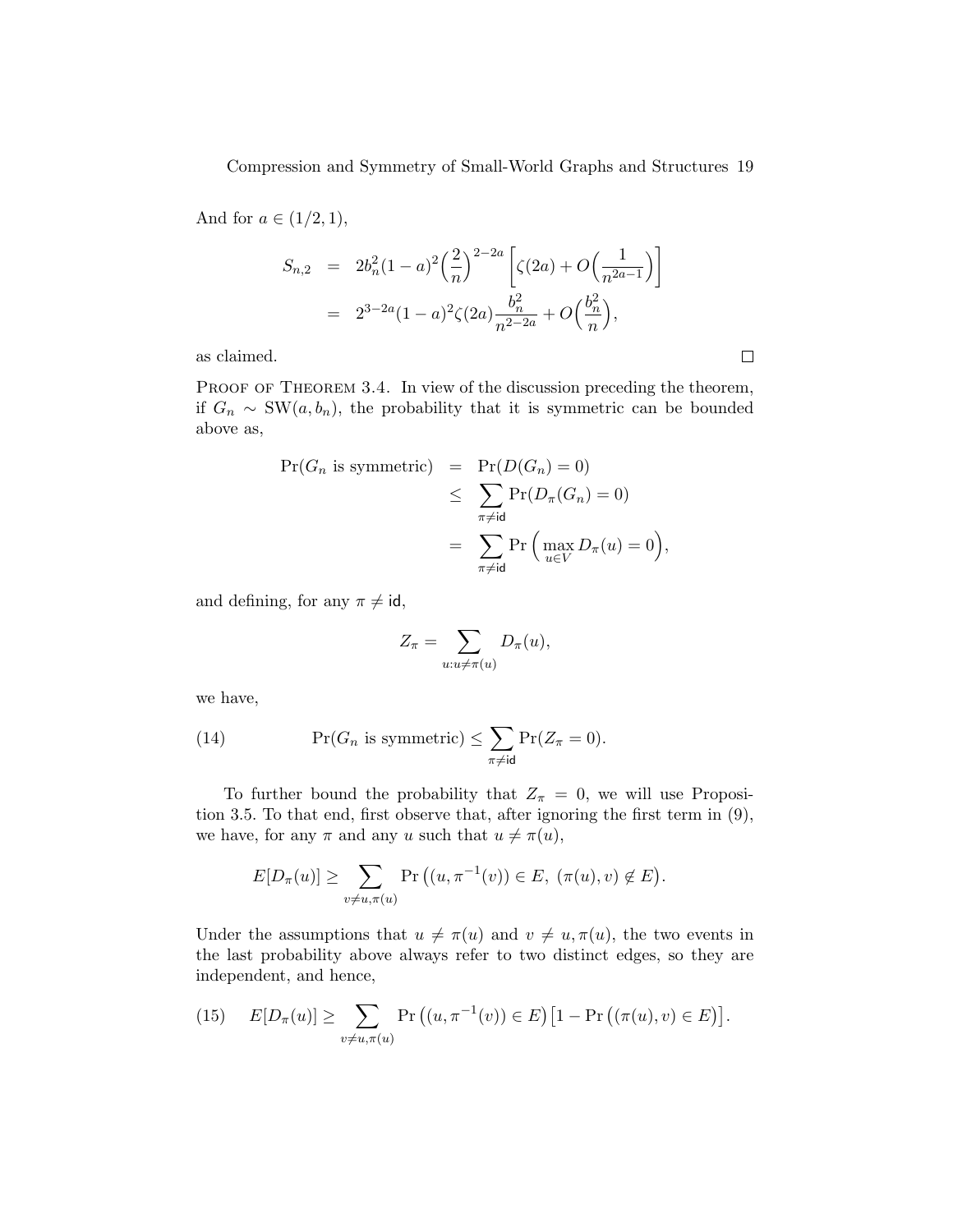And for $a \in (1/2, 1)$,

$$
\begin{aligned}
S_{n,2} &= 2b_n^2(1-a)^2\Big(\frac{2}{n}\Big)^{2-2a}\left[\zeta(2a) + O\Big(\frac{1}{n^{2a-1}}\Big)\right] \\
&= 2^{3-2a}(1-a)^2\zeta(2a)\frac{b_n^2}{n^{2-2a}} + O\Big(\frac{b_n^2}{n}\Big),
\end{aligned}
$$

as claimed. $\square$

Proof of Theorem 3.4. In view of the discussion preceding the theorem, if $G_n \sim \mathrm{SW}(a, b_n)$, the probability that it is symmetric can be bounded above as,

$$
\begin{aligned}
\Pr(G_n \text{ is symmetric}) &= \Pr(D(G_n) = 0) \\
&\leq \sum_{\pi \neq \mathsf{id}} \Pr(D_\pi(G_n) = 0) \\
&= \sum_{\pi \neq \mathsf{id}} \Pr\Big(\max_{u \in V} D_\pi(u) = 0\Big),
\end{aligned}
$$

and defining, for any $\pi \neq \mathsf{id}$,

$$
Z_\pi = \sum_{u : u \neq \pi(u)} D_\pi(u),
$$

we have,

$$
\Pr(G_n \text{ is symmetric}) \leq \sum_{\pi \neq \mathsf{id}} \Pr(Z_\pi = 0). \tag{14}
$$

To further bound the probability that $Z_\pi = 0$, we will use Proposition 3.5. To that end, first observe that, after ignoring the first term in (9), we have, for any $\pi$ and any $u$ such that $u \neq \pi(u)$,

$$
E[D_\pi(u)] \geq \sum_{v \neq u, \pi(u)} \Pr\big((u, \pi^{-1}(v)) \in E,\ (\pi(u), v) \notin E\big).
$$

Under the assumptions that $u \neq \pi(u)$ and $v \neq u, \pi(u)$, the two events in the last probability above always refer to two distinct edges, so they are independent, and hence,

$$
E[D_\pi(u)] \geq \sum_{v \neq u, \pi(u)} \Pr\big((u, \pi^{-1}(v)) \in E\big)\big[1 - \Pr\big((\pi(u), v) \in E\big)\big]. \tag{15}
$$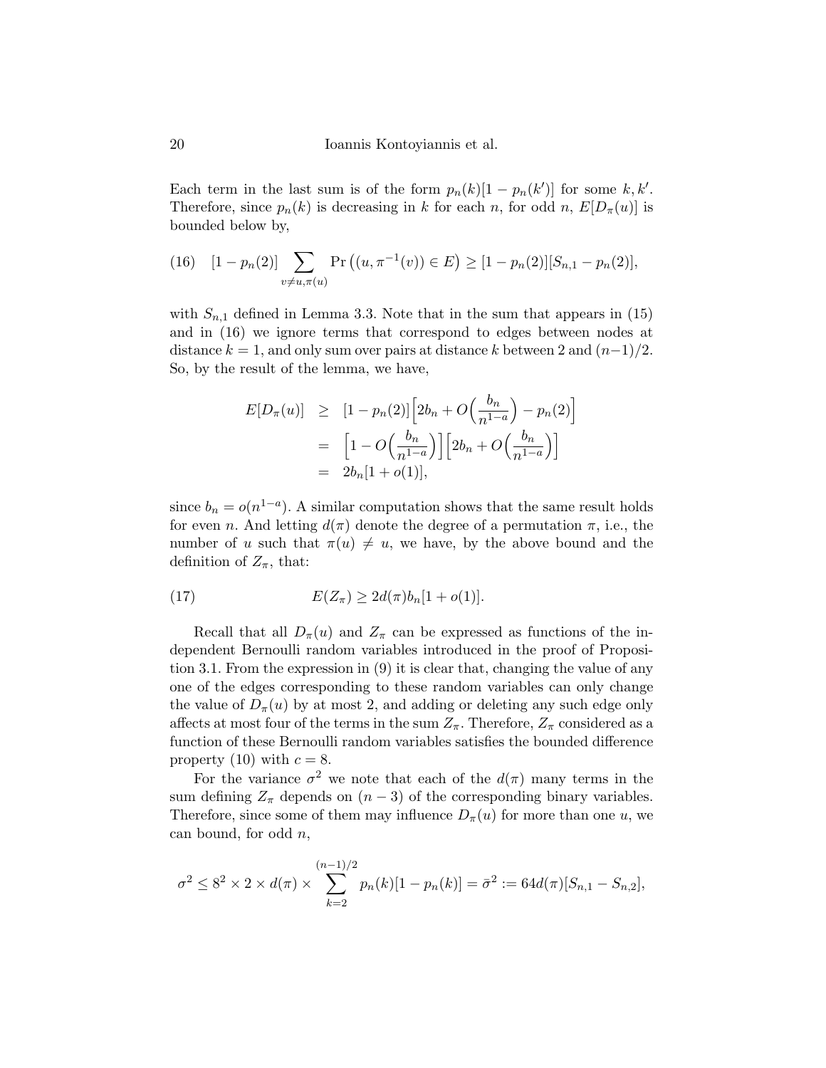Each term in the last sum is of the form $p_n(k)[1 - p_n(k')]$ for some $k, k'$. Therefore, since $p_n(k)$ is decreasing in $k$ for each $n$, for odd $n$, $E[D_\pi(u)]$ is bounded below by,

$$[1 - p_n(2)] \sum_{v \neq u, \pi(u)} \Pr\big((u, \pi^{-1}(v)) \in E\big) \geq [1 - p_n(2)][S_{n,1} - p_n(2)], \tag{16}$$

with $S_{n,1}$ defined in Lemma 3.3. Note that in the sum that appears in (15) and in (16) we ignore terms that correspond to edges between nodes at distance $k = 1$, and only sum over pairs at distance $k$ between 2 and $(n-1)/2$. So, by the result of the lemma, we have,

$$\begin{aligned}
E[D_\pi(u)] &\geq [1 - p_n(2)]\Big[2b_n + O\Big(\frac{b_n}{n^{1-a}}\Big) - p_n(2)\Big] \\
&= \Big[1 - O\Big(\frac{b_n}{n^{1-a}}\Big)\Big]\Big[2b_n + O\Big(\frac{b_n}{n^{1-a}}\Big)\Big] \\
&= 2b_n[1 + o(1)],
\end{aligned}$$

since $b_n = o(n^{1-a})$. A similar computation shows that the same result holds for even $n$. And letting $d(\pi)$ denote the degree of a permutation $\pi$, i.e., the number of $u$ such that $\pi(u) \neq u$, we have, by the above bound and the definition of $Z_\pi$, that:

$$E(Z_\pi) \geq 2d(\pi)b_n[1 + o(1)]. \tag{17}$$

Recall that all $D_\pi(u)$ and $Z_\pi$ can be expressed as functions of the independent Bernoulli random variables introduced in the proof of Proposition 3.1. From the expression in (9) it is clear that, changing the value of any one of the edges corresponding to these random variables can only change the value of $D_\pi(u)$ by at most 2, and adding or deleting any such edge only affects at most four of the terms in the sum $Z_\pi$. Therefore, $Z_\pi$ considered as a function of these Bernoulli random variables satisfies the bounded difference property (10) with $c = 8$.

For the variance $\sigma^2$ we note that each of the $d(\pi)$ many terms in the sum defining $Z_\pi$ depends on $(n-3)$ of the corresponding binary variables. Therefore, since some of them may influence $D_\pi(u)$ for more than one $u$, we can bound, for odd $n$,

$$\sigma^2 \leq 8^2 \times 2 \times d(\pi) \times \sum_{k=2}^{(n-1)/2} p_n(k)[1 - p_n(k)] = \bar{\sigma}^2 := 64d(\pi)[S_{n,1} - S_{n,2}],$$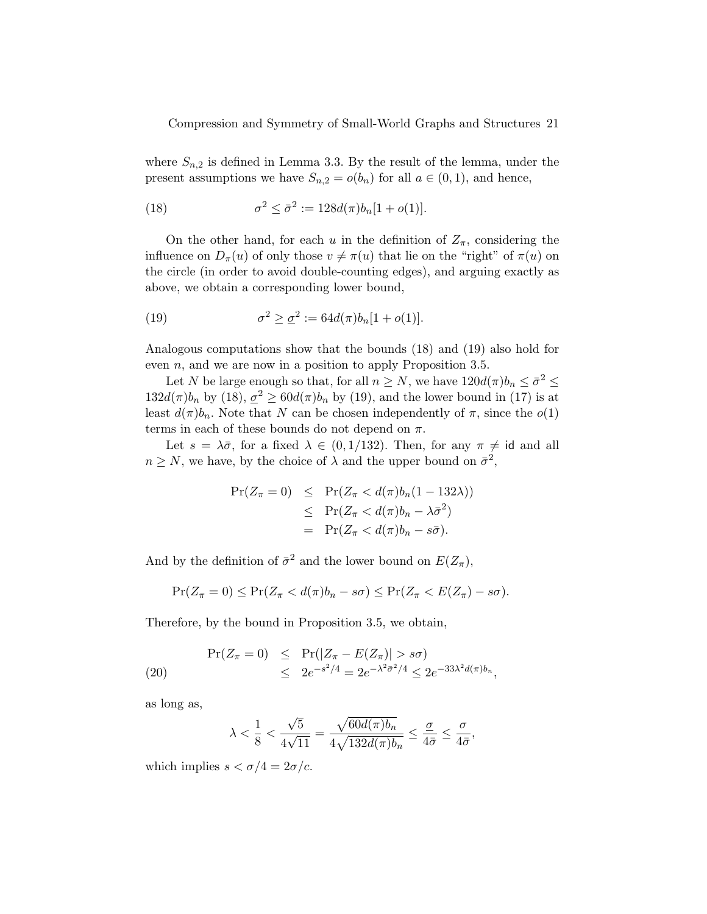where $S_{n,2}$ is defined in Lemma 3.3. By the result of the lemma, under the present assumptions we have $S_{n,2} = o(b_n)$ for all $a \in (0,1)$, and hence,

$$\sigma^2 \le \bar{\sigma}^2 := 128 d(\pi) b_n [1 + o(1)]. \tag{18}$$

On the other hand, for each $u$ in the definition of $Z_\pi$, considering the influence on $D_\pi(u)$ of only those $v \ne \pi(u)$ that lie on the "right" of $\pi(u)$ on the circle (in order to avoid double-counting edges), and arguing exactly as above, we obtain a corresponding lower bound,

$$\sigma^2 \ge \underline{\sigma}^2 := 64 d(\pi) b_n [1 + o(1)]. \tag{19}$$

Analogous computations show that the bounds (18) and (19) also hold for even $n$, and we are now in a position to apply Proposition 3.5.

Let $N$ be large enough so that, for all $n \ge N$, we have $120 d(\pi) b_n \le \bar{\sigma}^2 \le 132 d(\pi) b_n$ by (18), $\underline{\sigma}^2 \ge 60 d(\pi) b_n$ by (19), and the lower bound in (17) is at least $d(\pi) b_n$. Note that $N$ can be chosen independently of $\pi$, since the $o(1)$ terms in each of these bounds do not depend on $\pi$.

Let $s = \lambda \bar{\sigma}$, for a fixed $\lambda \in (0, 1/132)$. Then, for any $\pi \ne \mathsf{id}$ and all $n \ge N$, we have, by the choice of $\lambda$ and the upper bound on $\bar{\sigma}^2$,

$$\begin{aligned}
\Pr(Z_\pi = 0) &\le \Pr(Z_\pi < d(\pi) b_n (1 - 132\lambda)) \\
&\le \Pr(Z_\pi < d(\pi) b_n - \lambda \bar{\sigma}^2) \\
&= \Pr(Z_\pi < d(\pi) b_n - s\bar{\sigma}).
\end{aligned}$$

And by the definition of $\bar{\sigma}^2$ and the lower bound on $E(Z_\pi)$,

$$\Pr(Z_\pi = 0) \le \Pr(Z_\pi < d(\pi) b_n - s\sigma) \le \Pr(Z_\pi < E(Z_\pi) - s\sigma).$$

Therefore, by the bound in Proposition 3.5, we obtain,

$$\begin{aligned}
\Pr(Z_\pi = 0) &\le \Pr(|Z_\pi - E(Z_\pi)| > s\sigma) \\
&\le 2e^{-s^2/4} = 2e^{-\lambda^2 \bar{\sigma}^2/4} \le 2e^{-33\lambda^2 d(\pi) b_n},
\end{aligned} \tag{20}$$

as long as,

$$\lambda < \frac{1}{8} < \frac{\sqrt{5}}{4\sqrt{11}} = \frac{\sqrt{60 d(\pi) b_n}}{4\sqrt{132 d(\pi) b_n}} \le \frac{\underline{\sigma}}{4\bar{\sigma}} \le \frac{\sigma}{4\bar{\sigma}},$$

which implies $s < \sigma/4 = 2\sigma/c$.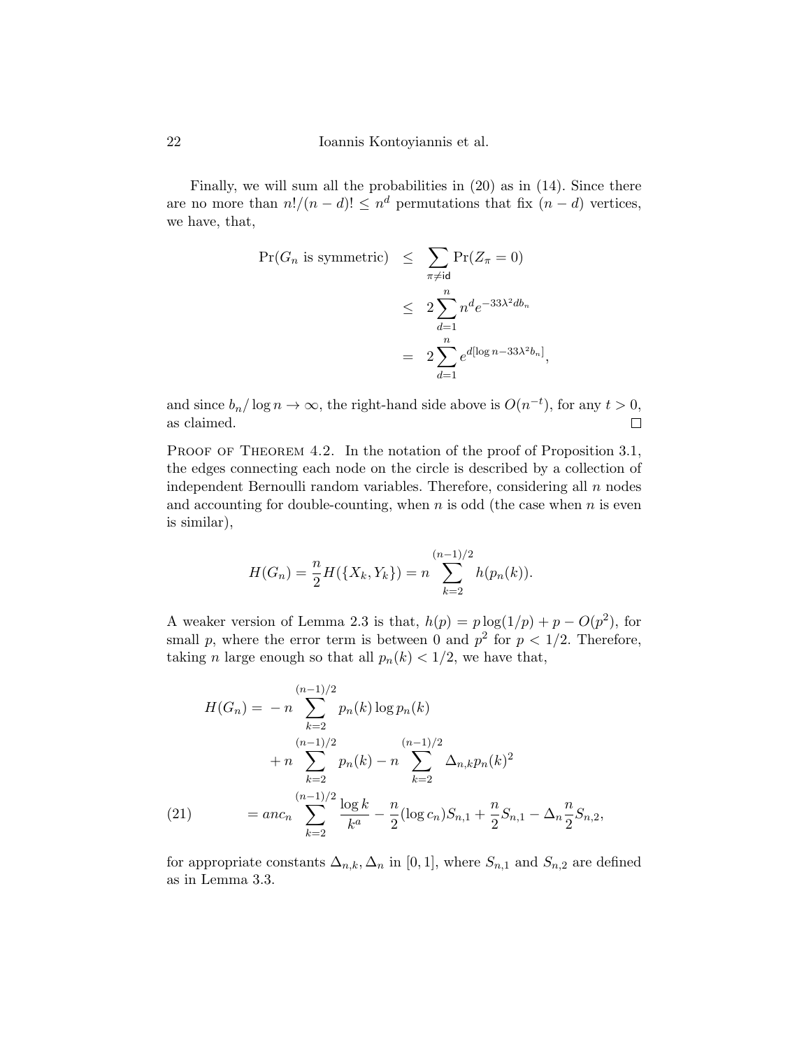Finally, we will sum all the probabilities in (20) as in (14). Since there are no more than $n!/(n-d)! \leq n^d$ permutations that fix $(n-d)$ vertices, we have, that,

$$
\begin{aligned}
\Pr(G_n \text{ is symmetric}) &\leq \sum_{\pi \neq \mathsf{id}} \Pr(Z_\pi = 0) \\
&\leq 2\sum_{d=1}^{n} n^d e^{-33\lambda^2 d b_n} \\
&= 2\sum_{d=1}^{n} e^{d[\log n - 33\lambda^2 b_n]},
\end{aligned}
$$

and since $b_n/\log n \to \infty$, the right-hand side above is $O(n^{-t})$, for any $t > 0$, as claimed. $\square$

Proof of Theorem 4.2. In the notation of the proof of Proposition 3.1, the edges connecting each node on the circle is described by a collection of independent Bernoulli random variables. Therefore, considering all $n$ nodes and accounting for double-counting, when $n$ is odd (the case when $n$ is even is similar),

$$
H(G_n) = \frac{n}{2} H(\{X_k, Y_k\}) = n \sum_{k=2}^{(n-1)/2} h(p_n(k)).
$$

A weaker version of Lemma 2.3 is that, $h(p) = p\log(1/p) + p - O(p^2)$, for small $p$, where the error term is between 0 and $p^2$ for $p < 1/2$. Therefore, taking $n$ large enough so that all $p_n(k) < 1/2$, we have that,

$$
\begin{aligned}
H(G_n) = &-n \sum_{k=2}^{(n-1)/2} p_n(k) \log p_n(k) \\
&+ n \sum_{k=2}^{(n-1)/2} p_n(k) - n \sum_{k=2}^{(n-1)/2} \Delta_{n,k} p_n(k)^2 \\
= &\; anc_n \sum_{k=2}^{(n-1)/2} \frac{\log k}{k^a} - \frac{n}{2}(\log c_n) S_{n,1} + \frac{n}{2} S_{n,1} - \Delta_n \frac{n}{2} S_{n,2},
\end{aligned} \tag{21}
$$

for appropriate constants $\Delta_{n,k}, \Delta_n$ in $[0,1]$, where $S_{n,1}$ and $S_{n,2}$ are defined as in Lemma 3.3.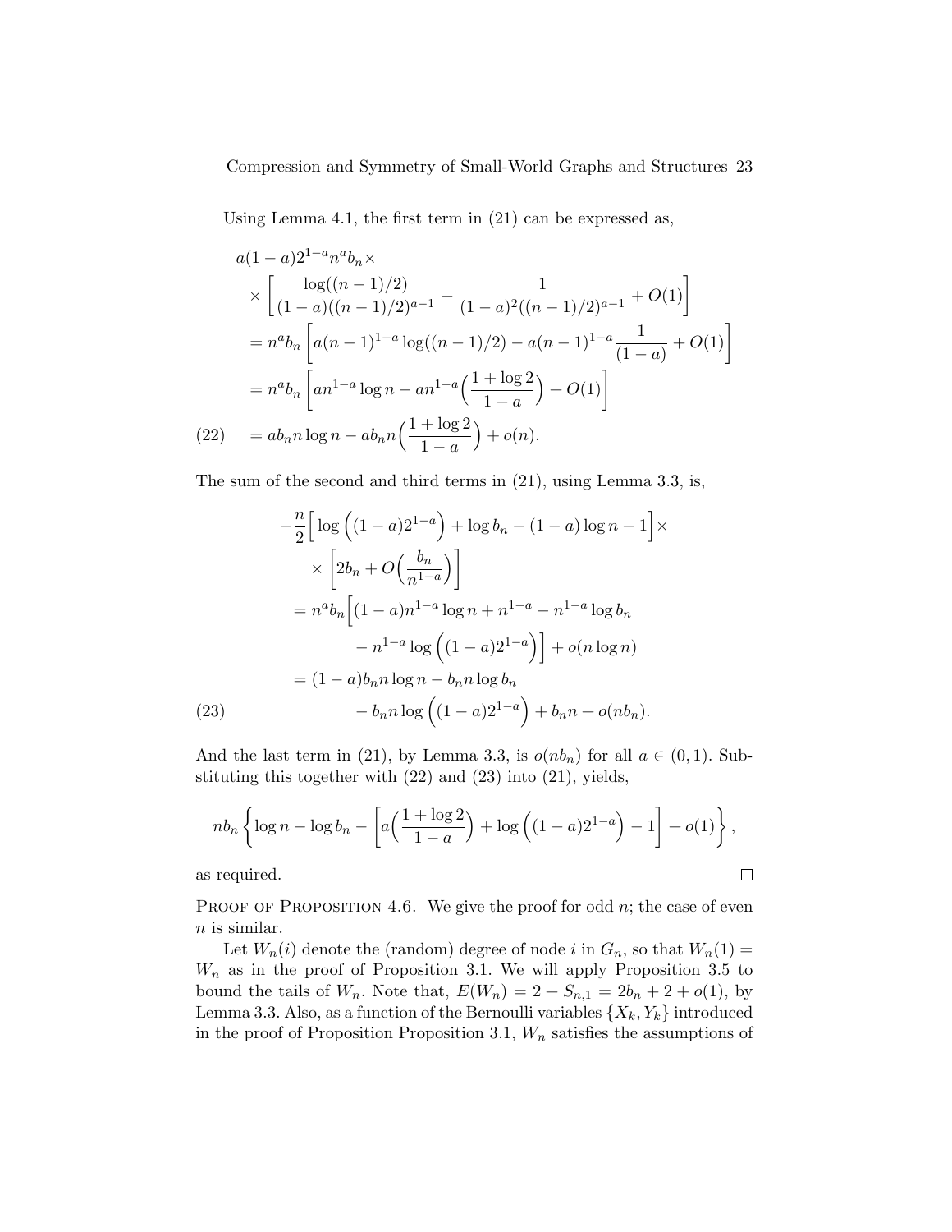Using Lemma 4.1, the first term in (21) can be expressed as,

$$
\begin{aligned}
&a(1-a)2^{1-a}n^a b_n \times \\
&\quad\times \left[\frac{\log((n-1)/2)}{(1-a)((n-1)/2)^{a-1}} - \frac{1}{(1-a)^2((n-1)/2)^{a-1}} + O(1)\right] \\
&= n^a b_n \left[a(n-1)^{1-a}\log((n-1)/2) - a(n-1)^{1-a}\frac{1}{(1-a)} + O(1)\right] \\
&= n^a b_n \left[a n^{1-a}\log n - a n^{1-a}\Big(\frac{1+\log 2}{1-a}\Big) + O(1)\right] \\
&= a b_n n \log n - a b_n n \Big(\frac{1+\log 2}{1-a}\Big) + o(n). \qquad (22)
\end{aligned}
$$

The sum of the second and third terms in (21), using Lemma 3.3, is,

$$
\begin{aligned}
&-\frac{n}{2}\Big[\log\Big((1-a)2^{1-a}\Big) + \log b_n - (1-a)\log n - 1\Big] \times \\
&\quad \times \left[2b_n + O\Big(\frac{b_n}{n^{1-a}}\Big)\right] \\
&= n^a b_n\Big[(1-a)n^{1-a}\log n + n^{1-a} - n^{1-a}\log b_n \\
&\qquad - n^{1-a}\log\Big((1-a)2^{1-a}\Big)\Big] + o(n\log n) \\
&= (1-a)b_n n\log n - b_n n \log b_n \\
&\qquad - b_n n \log\Big((1-a)2^{1-a}\Big) + b_n n + o(nb_n). \qquad (23)
\end{aligned}
$$

And the last term in (21), by Lemma 3.3, is $o(nb_n)$ for all $a \in (0,1)$. Substituting this together with (22) and (23) into (21), yields,

$$
nb_n\left\{\log n - \log b_n - \left[a\Big(\frac{1+\log 2}{1-a}\Big) + \log\Big((1-a)2^{1-a}\Big) - 1\right] + o(1)\right\},
$$

as required. $\square$

Proof of Proposition 4.6. We give the proof for odd $n$; the case of even $n$ is similar.

Let $W_n(i)$ denote the (random) degree of node $i$ in $G_n$, so that $W_n(1) = W_n$ as in the proof of Proposition 3.1. We will apply Proposition 3.5 to bound the tails of $W_n$. Note that, $E(W_n) = 2 + S_{n,1} = 2b_n + 2 + o(1)$, by Lemma 3.3. Also, as a function of the Bernoulli variables $\{X_k, Y_k\}$ introduced in the proof of Proposition Proposition 3.1, $W_n$ satisfies the assumptions of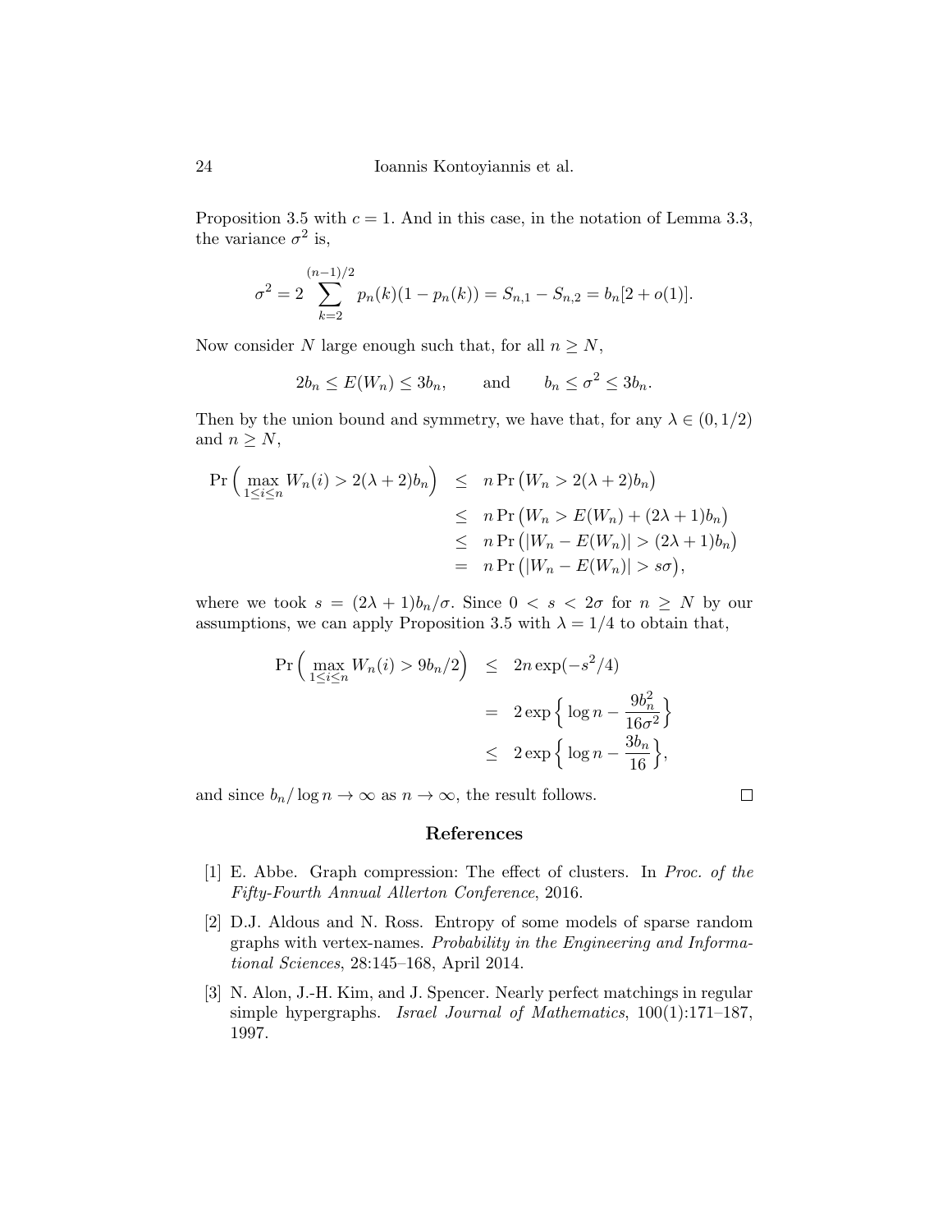Proposition 3.5 with $c = 1$. And in this case, in the notation of Lemma 3.3, the variance $\sigma^2$ is,

$$\sigma^2 = 2 \sum_{k=2}^{(n-1)/2} p_n(k)(1 - p_n(k)) = S_{n,1} - S_{n,2} = b_n[2 + o(1)].$$

Now consider $N$ large enough such that, for all $n \geq N$,

$$2b_n \leq E(W_n) \leq 3b_n, \qquad \text{and} \qquad b_n \leq \sigma^2 \leq 3b_n.$$

Then by the union bound and symmetry, we have that, for any $\lambda \in (0, 1/2)$ and $n \geq N$,

$$\begin{aligned}
\Pr\Big( \max_{1 \leq i \leq n} W_n(i) > 2(\lambda + 2)b_n \Big) &\leq n \Pr\big(W_n > 2(\lambda + 2)b_n\big) \\
&\leq n \Pr\big(W_n > E(W_n) + (2\lambda + 1)b_n\big) \\
&\leq n \Pr\big(|W_n - E(W_n)| > (2\lambda + 1)b_n\big) \\
&= n \Pr\big(|W_n - E(W_n)| > s\sigma\big),
\end{aligned}$$

where we took $s = (2\lambda + 1)b_n/\sigma$. Since $0 < s < 2\sigma$ for $n \geq N$ by our assumptions, we can apply Proposition 3.5 with $\lambda = 1/4$ to obtain that,

$$\begin{aligned}
\Pr\Big( \max_{1 \leq i \leq n} W_n(i) > 9b_n/2 \Big) &\leq 2n \exp(-s^2/4) \\
&= 2 \exp\Big\{ \log n - \frac{9b_n^2}{16\sigma^2} \Big\} \\
&\leq 2 \exp\Big\{ \log n - \frac{3b_n}{16} \Big\},
\end{aligned}$$

and since $b_n/\log n \to \infty$ as $n \to \infty$, the result follows. □

## References

[1] E. Abbe. Graph compression: The effect of clusters. In *Proc. of the Fifty-Fourth Annual Allerton Conference*, 2016.

[2] D.J. Aldous and N. Ross. Entropy of some models of sparse random graphs with vertex-names. *Probability in the Engineering and Informational Sciences*, 28:145–168, April 2014.

[3] N. Alon, J.-H. Kim, and J. Spencer. Nearly perfect matchings in regular simple hypergraphs. *Israel Journal of Mathematics*, 100(1):171–187, 1997.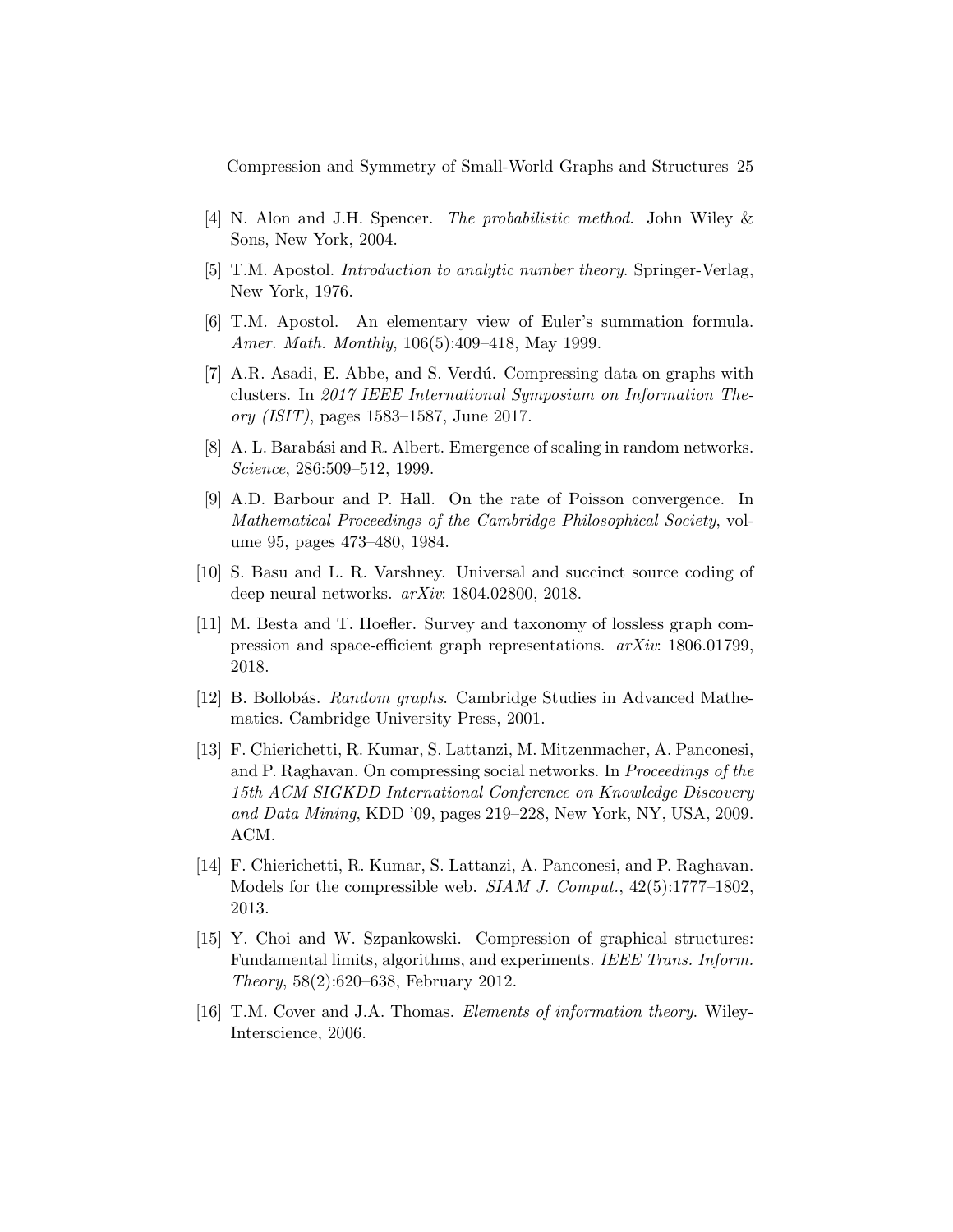[4] N. Alon and J.H. Spencer. *The probabilistic method*. John Wiley & Sons, New York, 2004.

[5] T.M. Apostol. *Introduction to analytic number theory*. Springer-Verlag, New York, 1976.

[6] T.M. Apostol. An elementary view of Euler's summation formula. *Amer. Math. Monthly*, 106(5):409–418, May 1999.

[7] A.R. Asadi, E. Abbe, and S. Verdú. Compressing data on graphs with clusters. In *2017 IEEE International Symposium on Information Theory (ISIT)*, pages 1583–1587, June 2017.

[8] A. L. Barabási and R. Albert. Emergence of scaling in random networks. *Science*, 286:509–512, 1999.

[9] A.D. Barbour and P. Hall. On the rate of Poisson convergence. In *Mathematical Proceedings of the Cambridge Philosophical Society*, volume 95, pages 473–480, 1984.

[10] S. Basu and L. R. Varshney. Universal and succinct source coding of deep neural networks. *arXiv*: 1804.02800, 2018.

[11] M. Besta and T. Hoefler. Survey and taxonomy of lossless graph compression and space-efficient graph representations. *arXiv*: 1806.01799, 2018.

[12] B. Bollobás. *Random graphs*. Cambridge Studies in Advanced Mathematics. Cambridge University Press, 2001.

[13] F. Chierichetti, R. Kumar, S. Lattanzi, M. Mitzenmacher, A. Panconesi, and P. Raghavan. On compressing social networks. In *Proceedings of the 15th ACM SIGKDD International Conference on Knowledge Discovery and Data Mining*, KDD '09, pages 219–228, New York, NY, USA, 2009. ACM.

[14] F. Chierichetti, R. Kumar, S. Lattanzi, A. Panconesi, and P. Raghavan. Models for the compressible web. *SIAM J. Comput.*, 42(5):1777–1802, 2013.

[15] Y. Choi and W. Szpankowski. Compression of graphical structures: Fundamental limits, algorithms, and experiments. *IEEE Trans. Inform. Theory*, 58(2):620–638, February 2012.

[16] T.M. Cover and J.A. Thomas. *Elements of information theory*. Wiley-Interscience, 2006.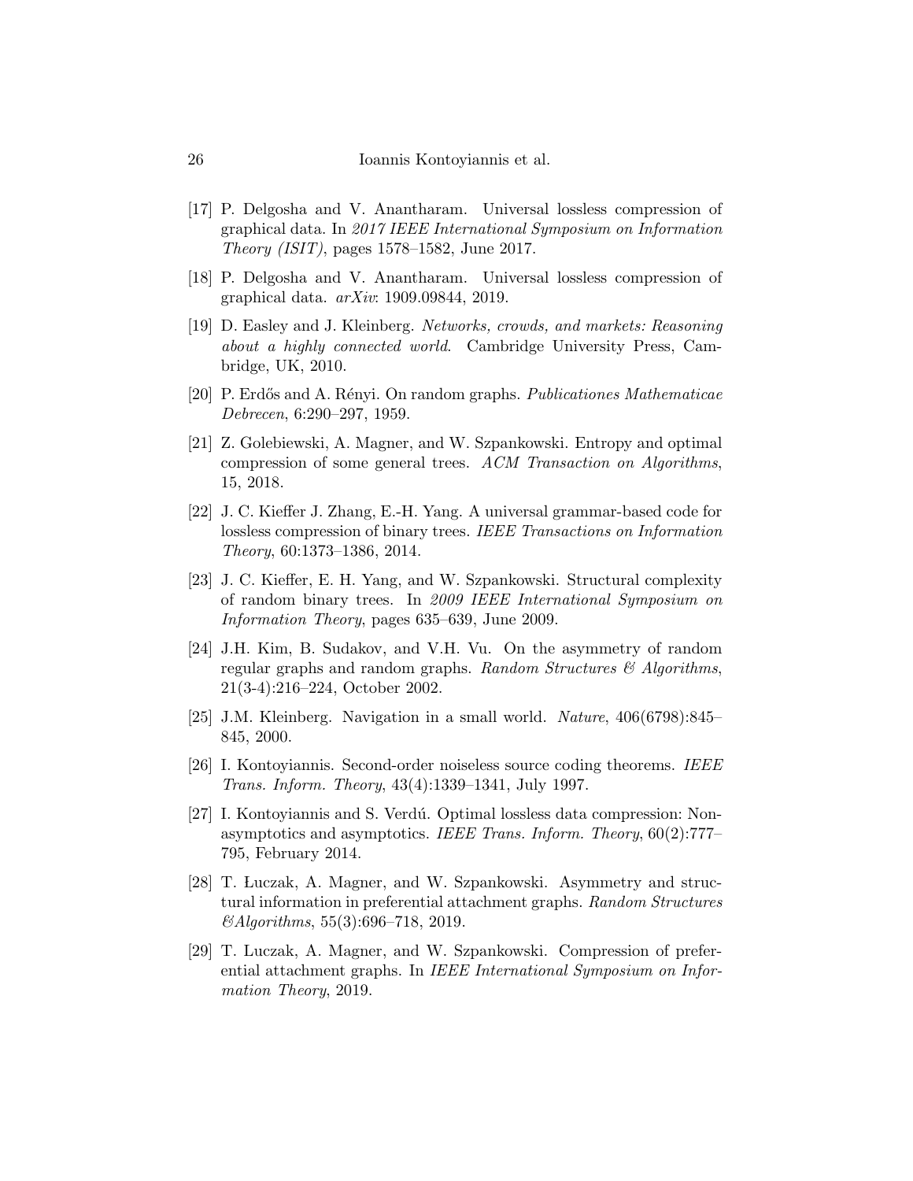[17] P. Delgosha and V. Anantharam. Universal lossless compression of graphical data. In *2017 IEEE International Symposium on Information Theory (ISIT)*, pages 1578–1582, June 2017.

[18] P. Delgosha and V. Anantharam. Universal lossless compression of graphical data. *arXiv*: 1909.09844, 2019.

[19] D. Easley and J. Kleinberg. *Networks, crowds, and markets: Reasoning about a highly connected world*. Cambridge University Press, Cambridge, UK, 2010.

[20] P. Erdős and A. Rényi. On random graphs. *Publicationes Mathematicae Debrecen*, 6:290–297, 1959.

[21] Z. Golebiewski, A. Magner, and W. Szpankowski. Entropy and optimal compression of some general trees. *ACM Transaction on Algorithms*, 15, 2018.

[22] J. C. Kieffer J. Zhang, E.-H. Yang. A universal grammar-based code for lossless compression of binary trees. *IEEE Transactions on Information Theory*, 60:1373–1386, 2014.

[23] J. C. Kieffer, E. H. Yang, and W. Szpankowski. Structural complexity of random binary trees. In *2009 IEEE International Symposium on Information Theory*, pages 635–639, June 2009.

[24] J.H. Kim, B. Sudakov, and V.H. Vu. On the asymmetry of random regular graphs and random graphs. *Random Structures & Algorithms*, 21(3-4):216–224, October 2002.

[25] J.M. Kleinberg. Navigation in a small world. *Nature*, 406(6798):845–845, 2000.

[26] I. Kontoyiannis. Second-order noiseless source coding theorems. *IEEE Trans. Inform. Theory*, 43(4):1339–1341, July 1997.

[27] I. Kontoyiannis and S. Verdú. Optimal lossless data compression: Non-asymptotics and asymptotics. *IEEE Trans. Inform. Theory*, 60(2):777–795, February 2014.

[28] T. Łuczak, A. Magner, and W. Szpankowski. Asymmetry and structural information in preferential attachment graphs. *Random Structures &Algorithms*, 55(3):696–718, 2019.

[29] T. Luczak, A. Magner, and W. Szpankowski. Compression of preferential attachment graphs. In *IEEE International Symposium on Information Theory*, 2019.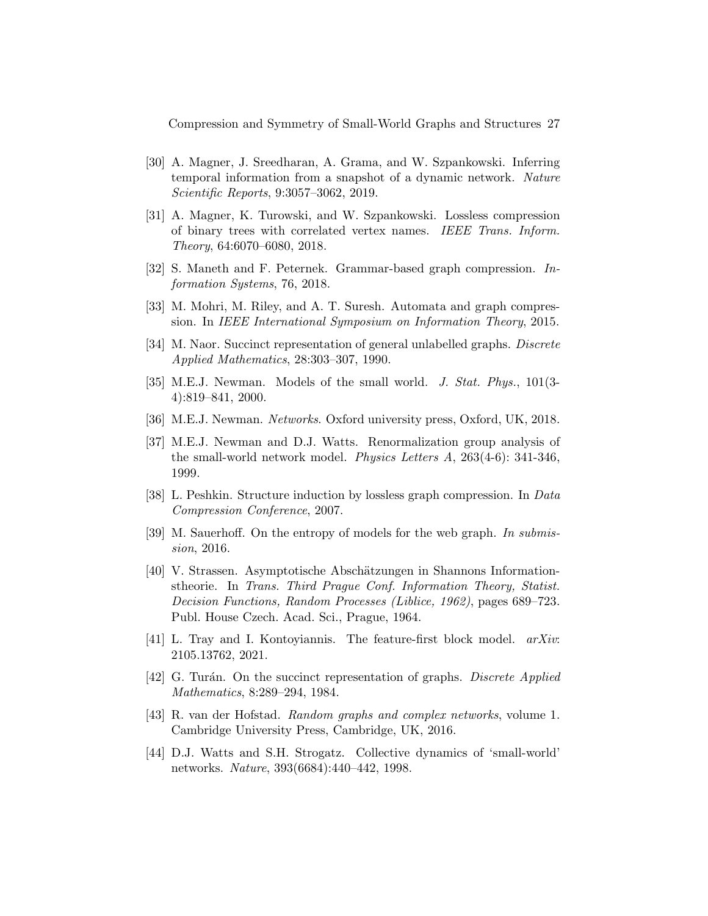[30] A. Magner, J. Sreedharan, A. Grama, and W. Szpankowski. Inferring temporal information from a snapshot of a dynamic network. *Nature Scientific Reports*, 9:3057–3062, 2019.

[31] A. Magner, K. Turowski, and W. Szpankowski. Lossless compression of binary trees with correlated vertex names. *IEEE Trans. Inform. Theory*, 64:6070–6080, 2018.

[32] S. Maneth and F. Peternek. Grammar-based graph compression. *Information Systems*, 76, 2018.

[33] M. Mohri, M. Riley, and A. T. Suresh. Automata and graph compression. In *IEEE International Symposium on Information Theory*, 2015.

[34] M. Naor. Succinct representation of general unlabelled graphs. *Discrete Applied Mathematics*, 28:303–307, 1990.

[35] M.E.J. Newman. Models of the small world. *J. Stat. Phys.*, 101(3-4):819–841, 2000.

[36] M.E.J. Newman. *Networks*. Oxford university press, Oxford, UK, 2018.

[37] M.E.J. Newman and D.J. Watts. Renormalization group analysis of the small-world network model. *Physics Letters A*, 263(4-6): 341-346, 1999.

[38] L. Peshkin. Structure induction by lossless graph compression. In *Data Compression Conference*, 2007.

[39] M. Sauerhoff. On the entropy of models for the web graph. *In submission*, 2016.

[40] V. Strassen. Asymptotische Abschätzungen in Shannons Informationstheorie. In *Trans. Third Prague Conf. Information Theory, Statist. Decision Functions, Random Processes (Liblice, 1962)*, pages 689–723. Publ. House Czech. Acad. Sci., Prague, 1964.

[41] L. Tray and I. Kontoyiannis. The feature-first block model. *arXiv*: 2105.13762, 2021.

[42] G. Turán. On the succinct representation of graphs. *Discrete Applied Mathematics*, 8:289–294, 1984.

[43] R. van der Hofstad. *Random graphs and complex networks*, volume 1. Cambridge University Press, Cambridge, UK, 2016.

[44] D.J. Watts and S.H. Strogatz. Collective dynamics of 'small-world' networks. *Nature*, 393(6684):440–442, 1998.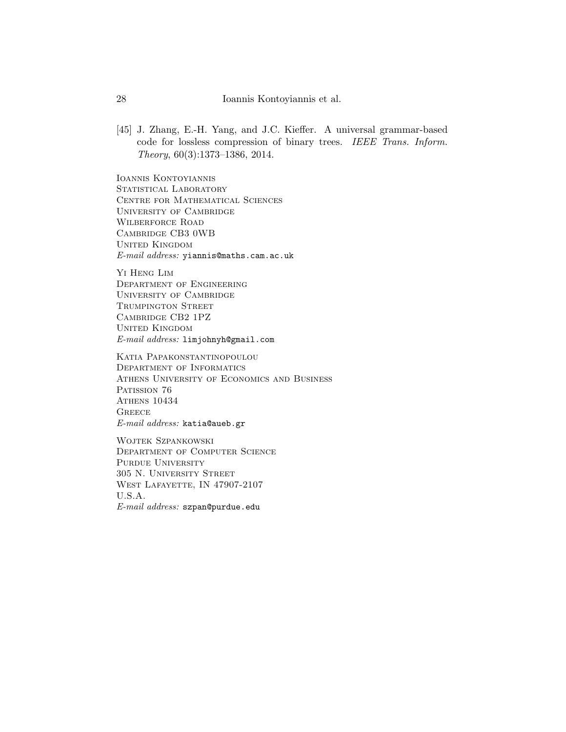[45] J. Zhang, E.-H. Yang, and J.C. Kieffer. A universal grammar-based code for lossless compression of binary trees. *IEEE Trans. Inform. Theory*, 60(3):1373–1386, 2014.

Ioannis Kontoyiannis
Statistical Laboratory
Centre for Mathematical Sciences
University of Cambridge
Wilberforce Road
Cambridge CB3 0WB
United Kingdom
*E-mail address:* `yiannis@maths.cam.ac.uk`

Yi Heng Lim
Department of Engineering
University of Cambridge
Trumpington Street
Cambridge CB2 1PZ
United Kingdom
*E-mail address:* `limjohnyh@gmail.com`

Katia Papakonstantinopoulou
Department of Informatics
Athens University of Economics and Business
Patission 76
Athens 10434
Greece
*E-mail address:* `katia@aueb.gr`

Wojtek Szpankowski
Department of Computer Science
Purdue University
305 N. University Street
West Lafayette, IN 47907-2107
U.S.A.
*E-mail address:* `szpan@purdue.edu`